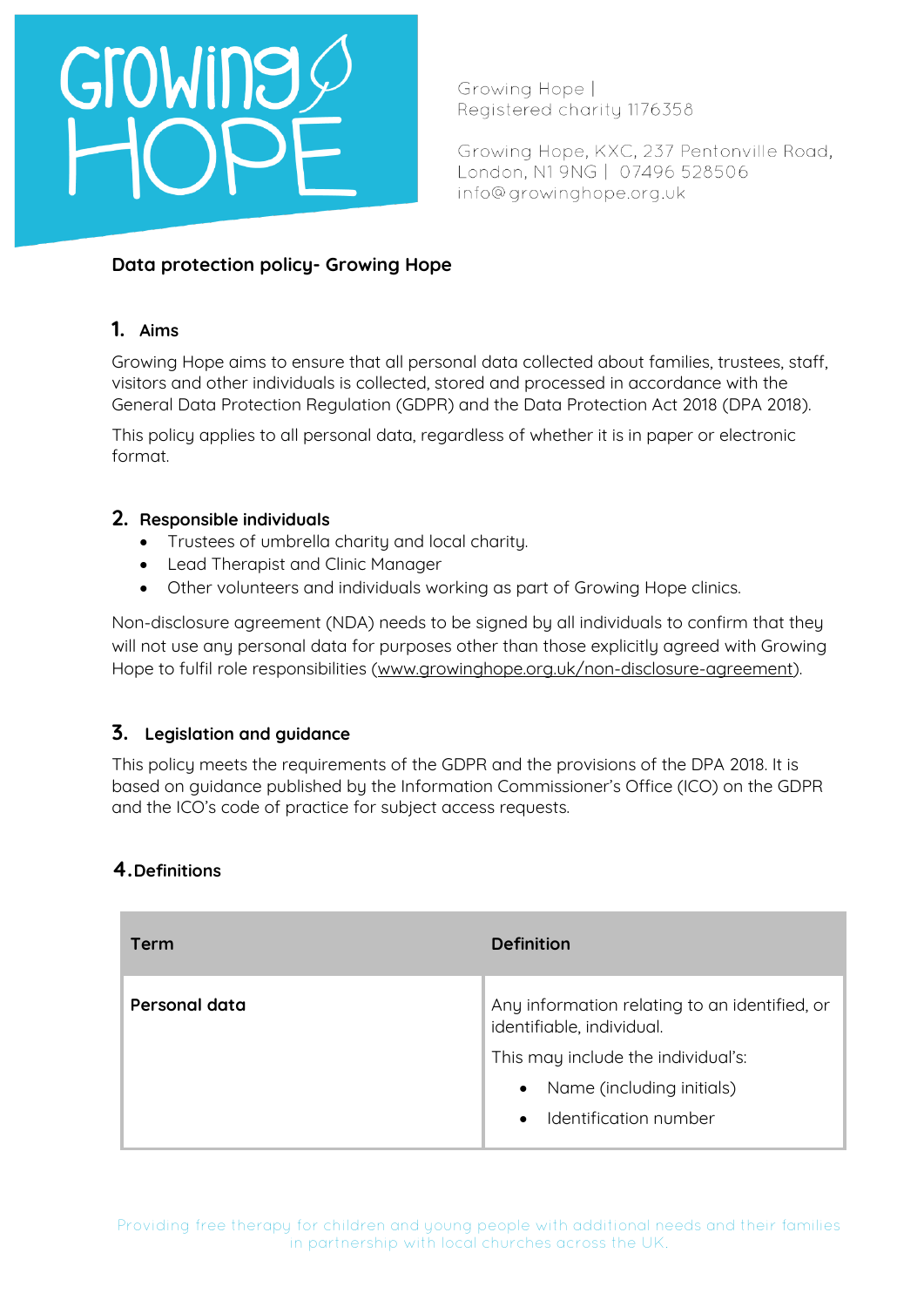Growing Hope | Registered charity 1176358

Growing Hope, KXC, 237 Pentonville Road, London, N1 9NG | 07496 528506
info@growinghope.org.uk

## Data protection policy- Growing Hope

### 1. Aims

Growing Hope aims to ensure that all personal data collected about families, trustees, staff, visitors and other individuals is collected, stored and processed in accordance with the General Data Protection Regulation (GDPR) and the Data Protection Act 2018 (DPA 2018).

This policy applies to all personal data, regardless of whether it is in paper or electronic format.

### 2. Responsible individuals

- Trustees of umbrella charity and local charity.
- Lead Therapist and Clinic Manager
- Other volunteers and individuals working as part of Growing Hope clinics.

Non-disclosure agreement (NDA) needs to be signed by all individuals to confirm that they will not use any personal data for purposes other than those explicitly agreed with Growing Hope to fulfil role responsibilities (www.growinghope.org.uk/non-disclosure-agreement).

### 3. Legislation and guidance

This policy meets the requirements of the GDPR and the provisions of the DPA 2018. It is based on guidance published by the Information Commissioner's Office (ICO) on the GDPR and the ICO's code of practice for subject access requests.

### 4. Definitions

| Term | Definition |
|---|---|
| **Personal data** | Any information relating to an identified, or identifiable, individual.<br>This may include the individual's:<br>• Name (including initials)<br>• Identification number |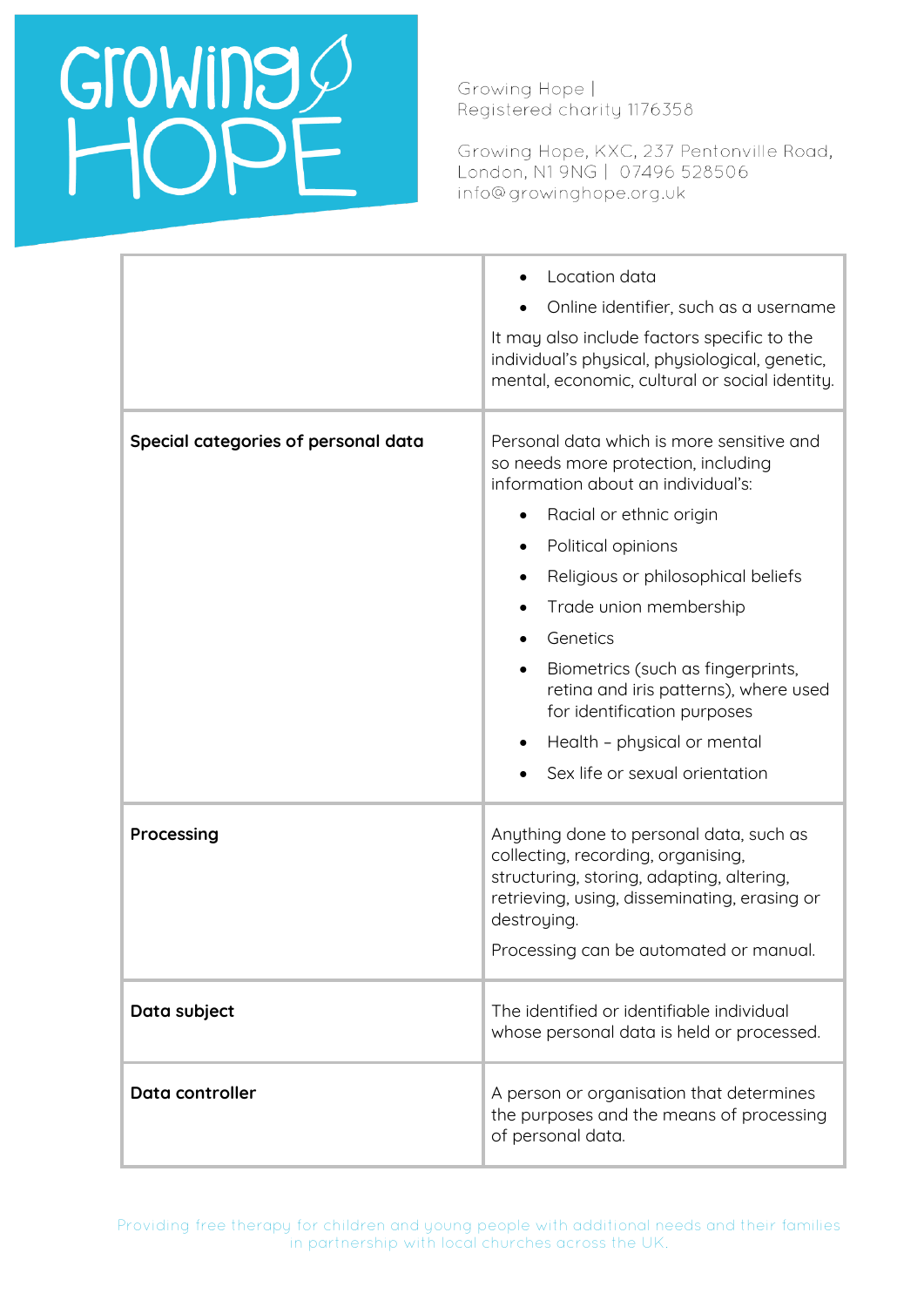| | |
|---|---|
| | • Location data<br>• Online identifier, such as a username<br><br>It may also include factors specific to the individual's physical, physiological, genetic, mental, economic, cultural or social identity. |
| **Special categories of personal data** | Personal data which is more sensitive and so needs more protection, including information about an individual's:<br><br>• Racial or ethnic origin<br>• Political opinions<br>• Religious or philosophical beliefs<br>• Trade union membership<br>• Genetics<br>• Biometrics (such as fingerprints, retina and iris patterns), where used for identification purposes<br>• Health – physical or mental<br>• Sex life or sexual orientation |
| **Processing** | Anything done to personal data, such as collecting, recording, organising, structuring, storing, adapting, altering, retrieving, using, disseminating, erasing or destroying.<br><br>Processing can be automated or manual. |
| **Data subject** | The identified or identifiable individual whose personal data is held or processed. |
| **Data controller** | A person or organisation that determines the purposes and the means of processing of personal data. |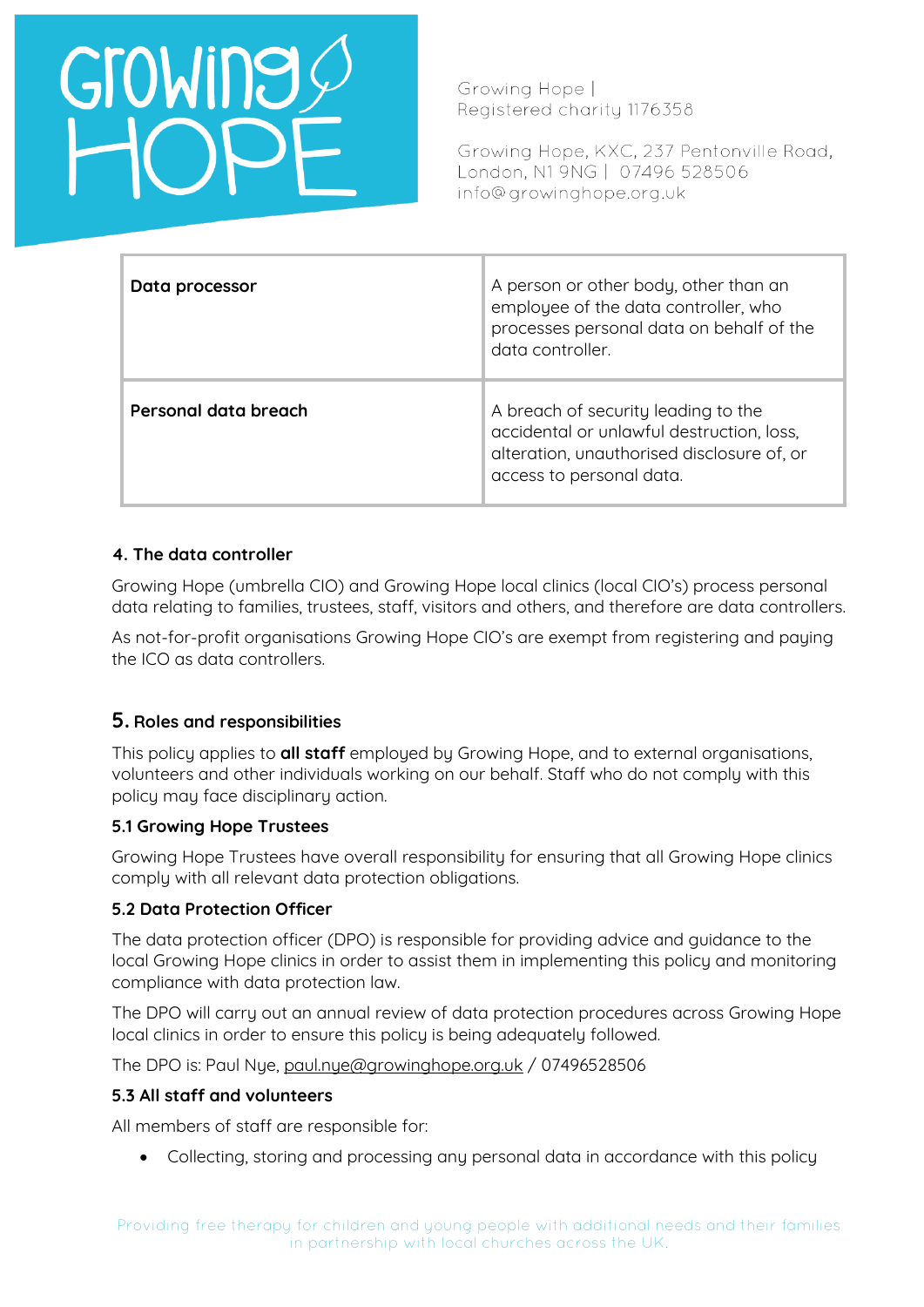| Data processor | A person or other body, other than an employee of the data controller, who processes personal data on behalf of the data controller. |
| --- | --- |
| Personal data breach | A breach of security leading to the accidental or unlawful destruction, loss, alteration, unauthorised disclosure of, or access to personal data. |

### 4. The data controller

Growing Hope (umbrella CIO) and Growing Hope local clinics (local CIO's) process personal data relating to families, trustees, staff, visitors and others, and therefore are data controllers.

As not-for-profit organisations Growing Hope CIO's are exempt from registering and paying the ICO as data controllers.

### 5. Roles and responsibilities

This policy applies to **all staff** employed by Growing Hope, and to external organisations, volunteers and other individuals working on our behalf. Staff who do not comply with this policy may face disciplinary action.

#### 5.1 Growing Hope Trustees

Growing Hope Trustees have overall responsibility for ensuring that all Growing Hope clinics comply with all relevant data protection obligations.

#### 5.2 Data Protection Officer

The data protection officer (DPO) is responsible for providing advice and guidance to the local Growing Hope clinics in order to assist them in implementing this policy and monitoring compliance with data protection law.

The DPO will carry out an annual review of data protection procedures across Growing Hope local clinics in order to ensure this policy is being adequately followed.

The DPO is: Paul Nye, paul.nye@growinghope.org.uk / 07496528506

#### 5.3 All staff and volunteers

All members of staff are responsible for:

- Collecting, storing and processing any personal data in accordance with this policy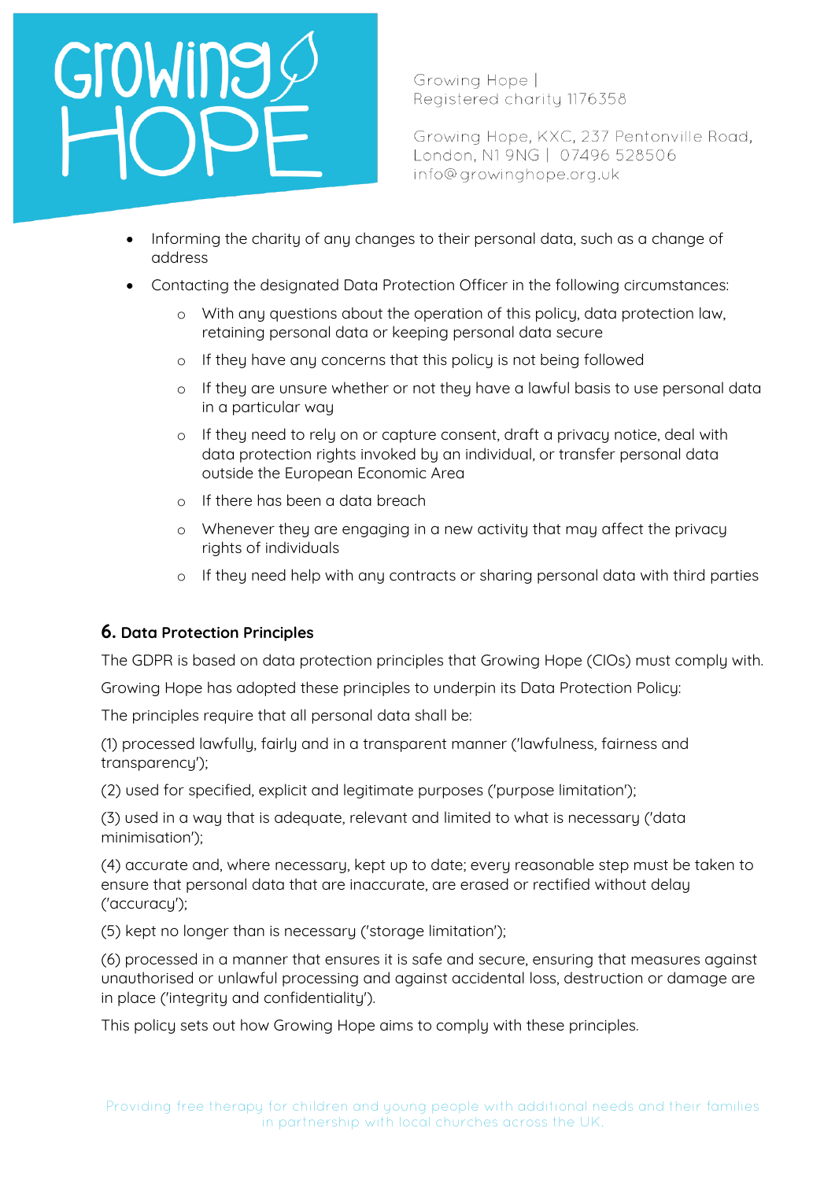- Informing the charity of any changes to their personal data, such as a change of address
- Contacting the designated Data Protection Officer in the following circumstances:
    - With any questions about the operation of this policy, data protection law, retaining personal data or keeping personal data secure
    - If they have any concerns that this policy is not being followed
    - If they are unsure whether or not they have a lawful basis to use personal data in a particular way
    - If they need to rely on or capture consent, draft a privacy notice, deal with data protection rights invoked by an individual, or transfer personal data outside the European Economic Area
    - If there has been a data breach
    - Whenever they are engaging in a new activity that may affect the privacy rights of individuals
    - If they need help with any contracts or sharing personal data with third parties

## 6. Data Protection Principles

The GDPR is based on data protection principles that Growing Hope (CIOs) must comply with.

Growing Hope has adopted these principles to underpin its Data Protection Policy:

The principles require that all personal data shall be:

(1) processed lawfully, fairly and in a transparent manner ('lawfulness, fairness and transparency');

(2) used for specified, explicit and legitimate purposes ('purpose limitation');

(3) used in a way that is adequate, relevant and limited to what is necessary ('data minimisation');

(4) accurate and, where necessary, kept up to date; every reasonable step must be taken to ensure that personal data that are inaccurate, are erased or rectified without delay ('accuracy');

(5) kept no longer than is necessary ('storage limitation');

(6) processed in a manner that ensures it is safe and secure, ensuring that measures against unauthorised or unlawful processing and against accidental loss, destruction or damage are in place ('integrity and confidentiality').

This policy sets out how Growing Hope aims to comply with these principles.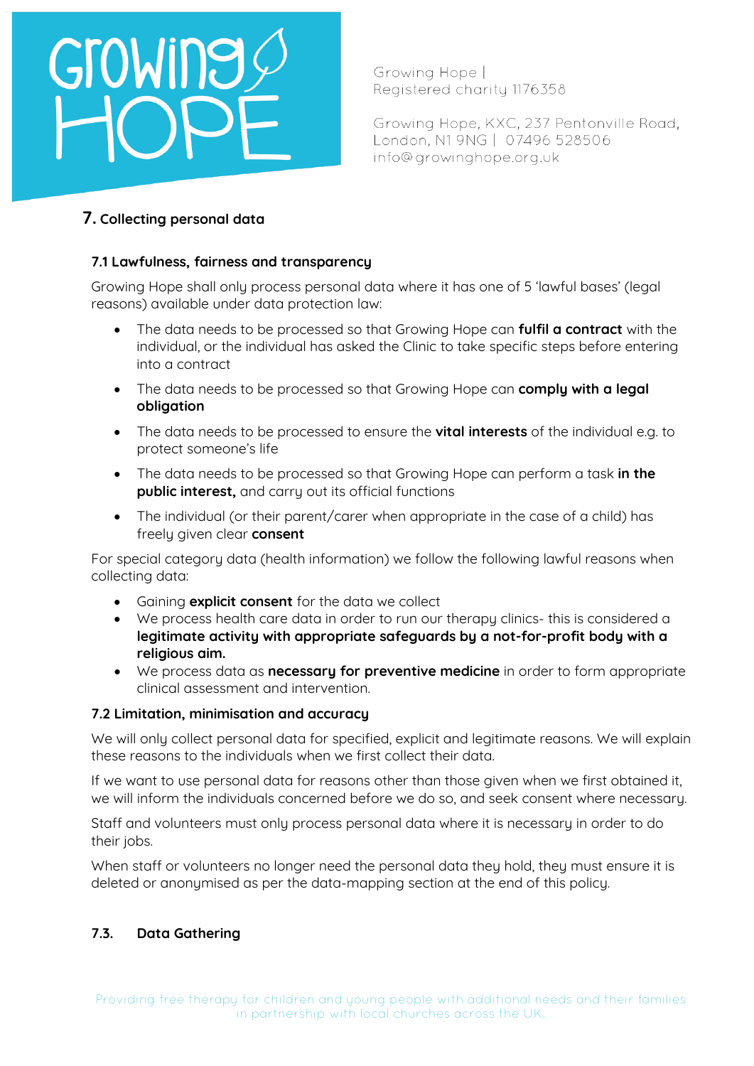## 7. Collecting personal data

### 7.1 Lawfulness, fairness and transparency

Growing Hope shall only process personal data where it has one of 5 'lawful bases' (legal reasons) available under data protection law:

- The data needs to be processed so that Growing Hope can **fulfil a contract** with the individual, or the individual has asked the Clinic to take specific steps before entering into a contract
- The data needs to be processed so that Growing Hope can **comply with a legal obligation**
- The data needs to be processed to ensure the **vital interests** of the individual e.g. to protect someone's life
- The data needs to be processed so that Growing Hope can perform a task **in the public interest,** and carry out its official functions
- The individual (or their parent/carer when appropriate in the case of a child) has freely given clear **consent**

For special category data (health information) we follow the following lawful reasons when collecting data:

- Gaining **explicit consent** for the data we collect
- We process health care data in order to run our therapy clinics- this is considered a **legitimate activity with appropriate safeguards by a not-for-profit body with a religious aim.**
- We process data as **necessary for preventive medicine** in order to form appropriate clinical assessment and intervention.

### 7.2 Limitation, minimisation and accuracy

We will only collect personal data for specified, explicit and legitimate reasons. We will explain these reasons to the individuals when we first collect their data.

If we want to use personal data for reasons other than those given when we first obtained it, we will inform the individuals concerned before we do so, and seek consent where necessary.

Staff and volunteers must only process personal data where it is necessary in order to do their jobs.

When staff or volunteers no longer need the personal data they hold, they must ensure it is deleted or anonymised as per the data-mapping section at the end of this policy.

### 7.3. Data Gathering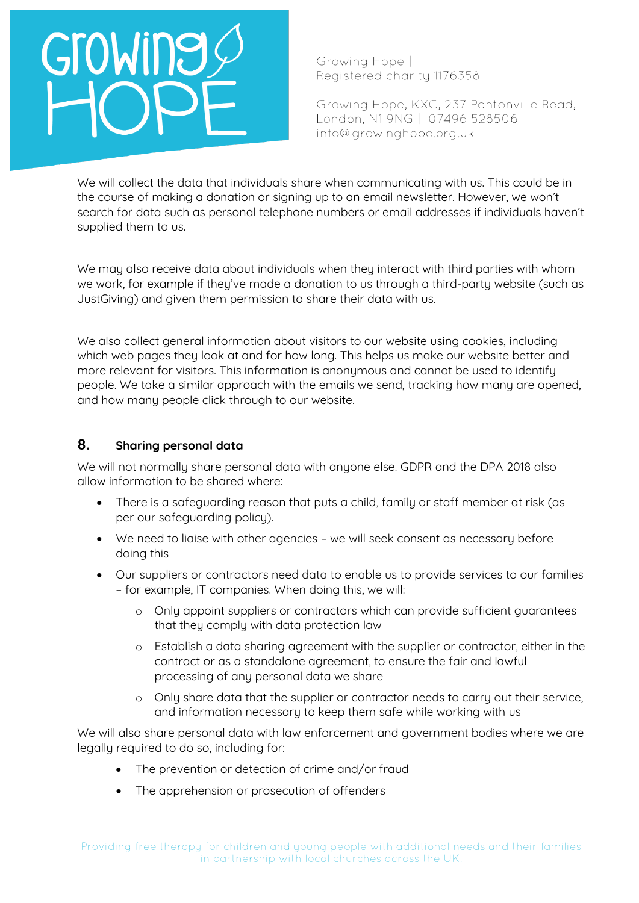We will collect the data that individuals share when communicating with us. This could be in the course of making a donation or signing up to an email newsletter. However, we won't search for data such as personal telephone numbers or email addresses if individuals haven't supplied them to us.

We may also receive data about individuals when they interact with third parties with whom we work, for example if they've made a donation to us through a third-party website (such as JustGiving) and given them permission to share their data with us.

We also collect general information about visitors to our website using cookies, including which web pages they look at and for how long. This helps us make our website better and more relevant for visitors. This information is anonymous and cannot be used to identify people. We take a similar approach with the emails we send, tracking how many are opened, and how many people click through to our website.

## 8. Sharing personal data

We will not normally share personal data with anyone else. GDPR and the DPA 2018 also allow information to be shared where:

- There is a safeguarding reason that puts a child, family or staff member at risk (as per our safeguarding policy).
- We need to liaise with other agencies – we will seek consent as necessary before doing this
- Our suppliers or contractors need data to enable us to provide services to our families – for example, IT companies. When doing this, we will:
    - Only appoint suppliers or contractors which can provide sufficient guarantees that they comply with data protection law
    - Establish a data sharing agreement with the supplier or contractor, either in the contract or as a standalone agreement, to ensure the fair and lawful processing of any personal data we share
    - Only share data that the supplier or contractor needs to carry out their service, and information necessary to keep them safe while working with us

We will also share personal data with law enforcement and government bodies where we are legally required to do so, including for:

- The prevention or detection of crime and/or fraud
- The apprehension or prosecution of offenders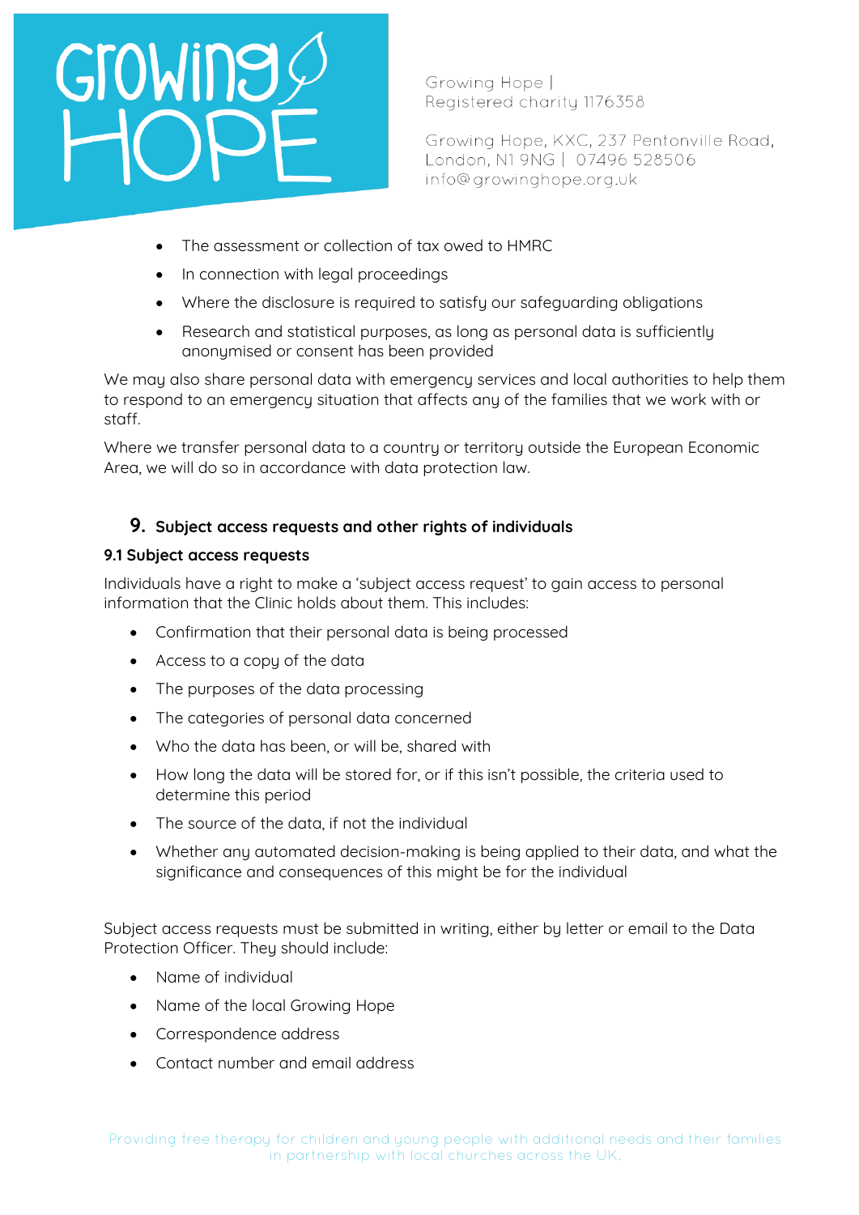- The assessment or collection of tax owed to HMRC
- In connection with legal proceedings
- Where the disclosure is required to satisfy our safeguarding obligations
- Research and statistical purposes, as long as personal data is sufficiently anonymised or consent has been provided

We may also share personal data with emergency services and local authorities to help them to respond to an emergency situation that affects any of the families that we work with or staff.

Where we transfer personal data to a country or territory outside the European Economic Area, we will do so in accordance with data protection law.

## 9. Subject access requests and other rights of individuals

### 9.1 Subject access requests

Individuals have a right to make a 'subject access request' to gain access to personal information that the Clinic holds about them. This includes:

- Confirmation that their personal data is being processed
- Access to a copy of the data
- The purposes of the data processing
- The categories of personal data concerned
- Who the data has been, or will be, shared with
- How long the data will be stored for, or if this isn't possible, the criteria used to determine this period
- The source of the data, if not the individual
- Whether any automated decision-making is being applied to their data, and what the significance and consequences of this might be for the individual

Subject access requests must be submitted in writing, either by letter or email to the Data Protection Officer. They should include:

- Name of individual
- Name of the local Growing Hope
- Correspondence address
- Contact number and email address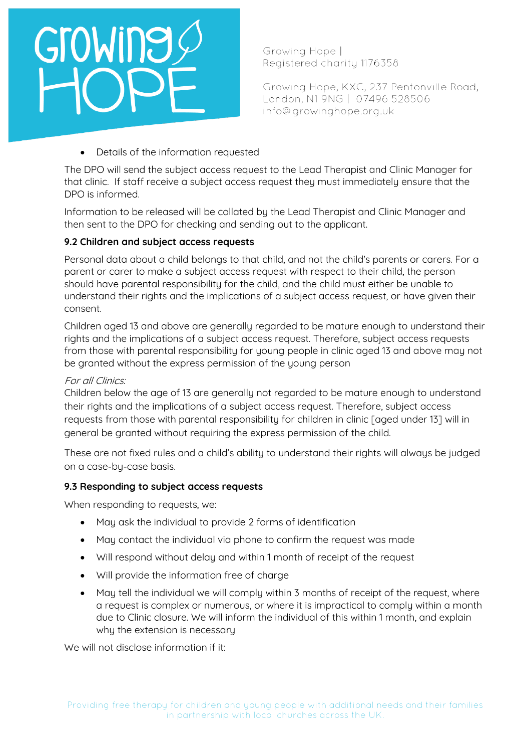- Details of the information requested

The DPO will send the subject access request to the Lead Therapist and Clinic Manager for that clinic. If staff receive a subject access request they must immediately ensure that the DPO is informed.

Information to be released will be collated by the Lead Therapist and Clinic Manager and then sent to the DPO for checking and sending out to the applicant.

**9.2 Children and subject access requests**

Personal data about a child belongs to that child, and not the child's parents or carers. For a parent or carer to make a subject access request with respect to their child, the person should have parental responsibility for the child, and the child must either be unable to understand their rights and the implications of a subject access request, or have given their consent.

Children aged 13 and above are generally regarded to be mature enough to understand their rights and the implications of a subject access request. Therefore, subject access requests from those with parental responsibility for young people in clinic aged 13 and above may not be granted without the express permission of the young person

*For all Clinics:*
Children below the age of 13 are generally not regarded to be mature enough to understand their rights and the implications of a subject access request. Therefore, subject access requests from those with parental responsibility for children in clinic [aged under 13] will in general be granted without requiring the express permission of the child.

These are not fixed rules and a child's ability to understand their rights will always be judged on a case-by-case basis.

**9.3 Responding to subject access requests**

When responding to requests, we:

- May ask the individual to provide 2 forms of identification
- May contact the individual via phone to confirm the request was made
- Will respond without delay and within 1 month of receipt of the request
- Will provide the information free of charge
- May tell the individual we will comply within 3 months of receipt of the request, where a request is complex or numerous, or where it is impractical to comply within a month due to Clinic closure. We will inform the individual of this within 1 month, and explain why the extension is necessary

We will not disclose information if it: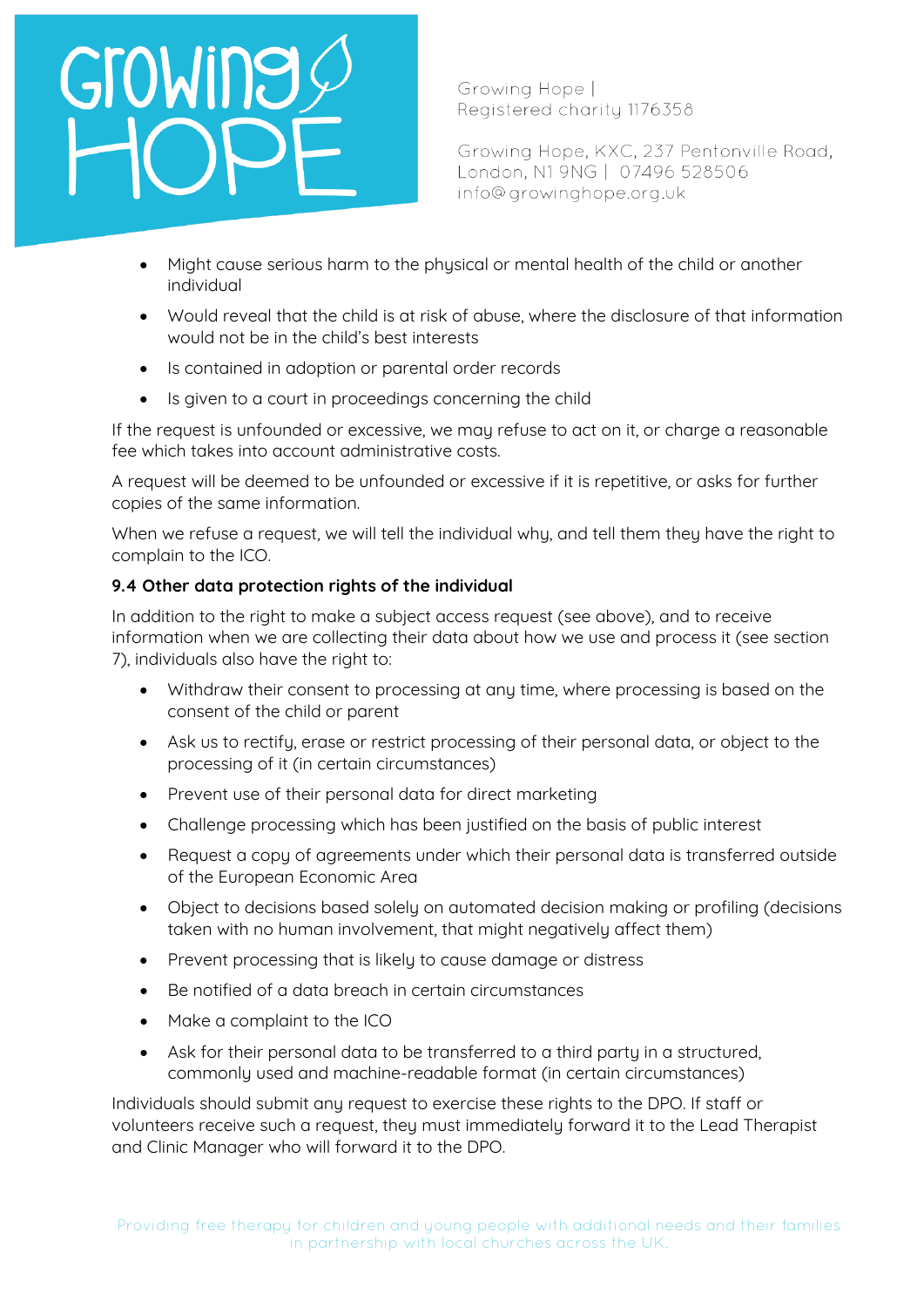- Might cause serious harm to the physical or mental health of the child or another individual
- Would reveal that the child is at risk of abuse, where the disclosure of that information would not be in the child's best interests
- Is contained in adoption or parental order records
- Is given to a court in proceedings concerning the child

If the request is unfounded or excessive, we may refuse to act on it, or charge a reasonable fee which takes into account administrative costs.

A request will be deemed to be unfounded or excessive if it is repetitive, or asks for further copies of the same information.

When we refuse a request, we will tell the individual why, and tell them they have the right to complain to the ICO.

### 9.4 Other data protection rights of the individual

In addition to the right to make a subject access request (see above), and to receive information when we are collecting their data about how we use and process it (see section 7), individuals also have the right to:

- Withdraw their consent to processing at any time, where processing is based on the consent of the child or parent
- Ask us to rectify, erase or restrict processing of their personal data, or object to the processing of it (in certain circumstances)
- Prevent use of their personal data for direct marketing
- Challenge processing which has been justified on the basis of public interest
- Request a copy of agreements under which their personal data is transferred outside of the European Economic Area
- Object to decisions based solely on automated decision making or profiling (decisions taken with no human involvement, that might negatively affect them)
- Prevent processing that is likely to cause damage or distress
- Be notified of a data breach in certain circumstances
- Make a complaint to the ICO
- Ask for their personal data to be transferred to a third party in a structured, commonly used and machine-readable format (in certain circumstances)

Individuals should submit any request to exercise these rights to the DPO. If staff or volunteers receive such a request, they must immediately forward it to the Lead Therapist and Clinic Manager who will forward it to the DPO.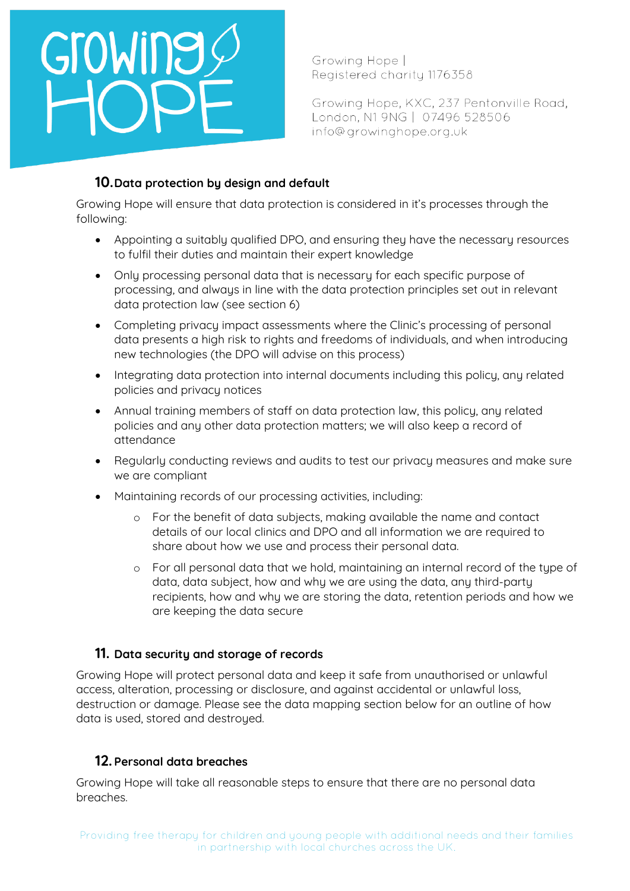## 10. Data protection by design and default

Growing Hope will ensure that data protection is considered in it's processes through the following:

- Appointing a suitably qualified DPO, and ensuring they have the necessary resources to fulfil their duties and maintain their expert knowledge
- Only processing personal data that is necessary for each specific purpose of processing, and always in line with the data protection principles set out in relevant data protection law (see section 6)
- Completing privacy impact assessments where the Clinic's processing of personal data presents a high risk to rights and freedoms of individuals, and when introducing new technologies (the DPO will advise on this process)
- Integrating data protection into internal documents including this policy, any related policies and privacy notices
- Annual training members of staff on data protection law, this policy, any related policies and any other data protection matters; we will also keep a record of attendance
- Regularly conducting reviews and audits to test our privacy measures and make sure we are compliant
- Maintaining records of our processing activities, including:
    - For the benefit of data subjects, making available the name and contact details of our local clinics and DPO and all information we are required to share about how we use and process their personal data.
    - For all personal data that we hold, maintaining an internal record of the type of data, data subject, how and why we are using the data, any third-party recipients, how and why we are storing the data, retention periods and how we are keeping the data secure

## 11. Data security and storage of records

Growing Hope will protect personal data and keep it safe from unauthorised or unlawful access, alteration, processing or disclosure, and against accidental or unlawful loss, destruction or damage. Please see the data mapping section below for an outline of how data is used, stored and destroyed.

## 12. Personal data breaches

Growing Hope will take all reasonable steps to ensure that there are no personal data breaches.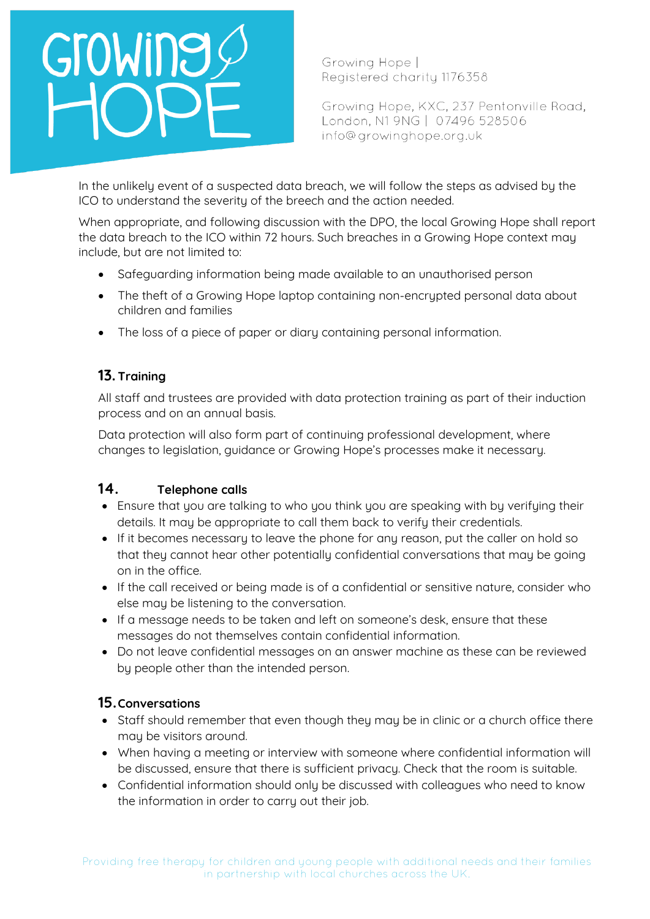In the unlikely event of a suspected data breach, we will follow the steps as advised by the ICO to understand the severity of the breech and the action needed.

When appropriate, and following discussion with the DPO, the local Growing Hope shall report the data breach to the ICO within 72 hours. Such breaches in a Growing Hope context may include, but are not limited to:

- Safeguarding information being made available to an unauthorised person
- The theft of a Growing Hope laptop containing non-encrypted personal data about children and families
- The loss of a piece of paper or diary containing personal information.

## 13. Training

All staff and trustees are provided with data protection training as part of their induction process and on an annual basis.

Data protection will also form part of continuing professional development, where changes to legislation, guidance or Growing Hope's processes make it necessary.

## 14. Telephone calls

- Ensure that you are talking to who you think you are speaking with by verifying their details. It may be appropriate to call them back to verify their credentials.
- If it becomes necessary to leave the phone for any reason, put the caller on hold so that they cannot hear other potentially confidential conversations that may be going on in the office.
- If the call received or being made is of a confidential or sensitive nature, consider who else may be listening to the conversation.
- If a message needs to be taken and left on someone's desk, ensure that these messages do not themselves contain confidential information.
- Do not leave confidential messages on an answer machine as these can be reviewed by people other than the intended person.

## 15. Conversations

- Staff should remember that even though they may be in clinic or a church office there may be visitors around.
- When having a meeting or interview with someone where confidential information will be discussed, ensure that there is sufficient privacy. Check that the room is suitable.
- Confidential information should only be discussed with colleagues who need to know the information in order to carry out their job.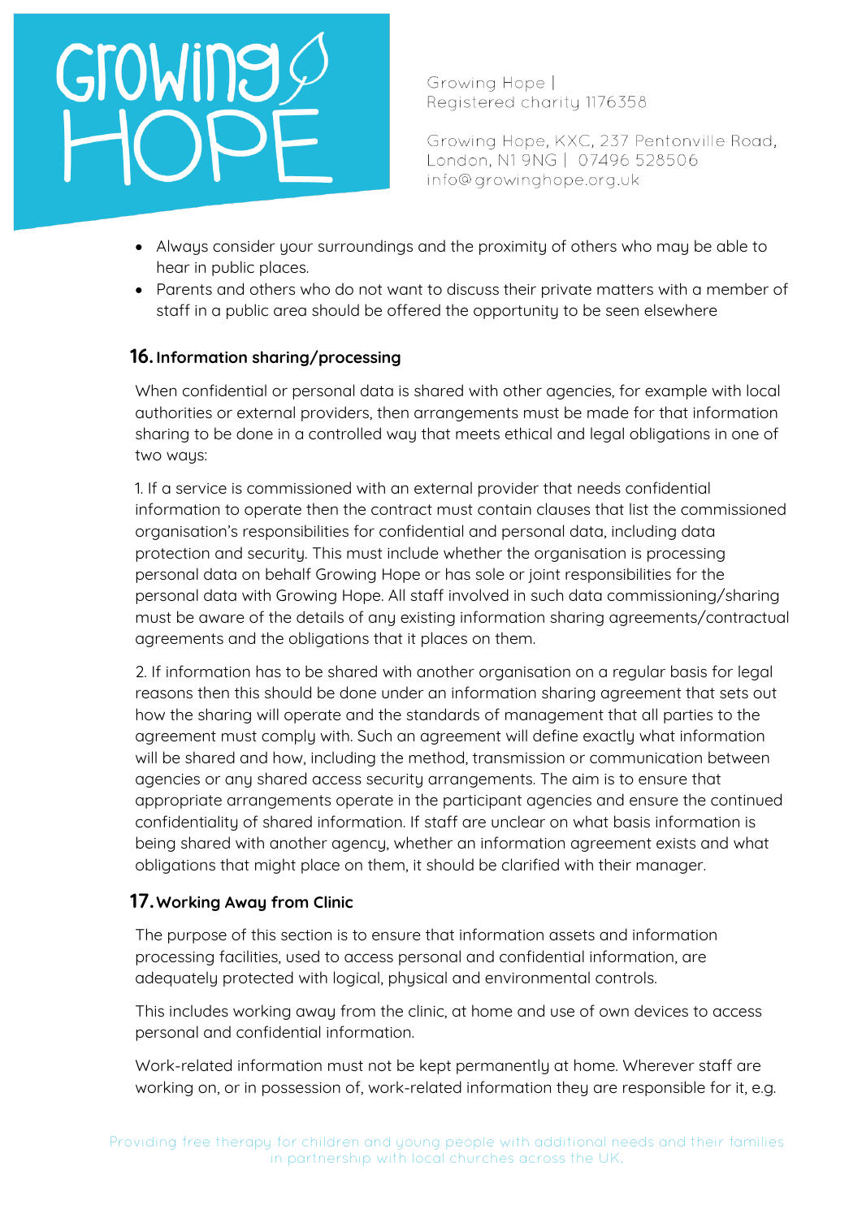- Always consider your surroundings and the proximity of others who may be able to hear in public places.
- Parents and others who do not want to discuss their private matters with a member of staff in a public area should be offered the opportunity to be seen elsewhere

## 16. Information sharing/processing

When confidential or personal data is shared with other agencies, for example with local authorities or external providers, then arrangements must be made for that information sharing to be done in a controlled way that meets ethical and legal obligations in one of two ways:

1. If a service is commissioned with an external provider that needs confidential information to operate then the contract must contain clauses that list the commissioned organisation's responsibilities for confidential and personal data, including data protection and security. This must include whether the organisation is processing personal data on behalf Growing Hope or has sole or joint responsibilities for the personal data with Growing Hope. All staff involved in such data commissioning/sharing must be aware of the details of any existing information sharing agreements/contractual agreements and the obligations that it places on them.

2. If information has to be shared with another organisation on a regular basis for legal reasons then this should be done under an information sharing agreement that sets out how the sharing will operate and the standards of management that all parties to the agreement must comply with. Such an agreement will define exactly what information will be shared and how, including the method, transmission or communication between agencies or any shared access security arrangements. The aim is to ensure that appropriate arrangements operate in the participant agencies and ensure the continued confidentiality of shared information. If staff are unclear on what basis information is being shared with another agency, whether an information agreement exists and what obligations that might place on them, it should be clarified with their manager.

## 17. Working Away from Clinic

The purpose of this section is to ensure that information assets and information processing facilities, used to access personal and confidential information, are adequately protected with logical, physical and environmental controls.

This includes working away from the clinic, at home and use of own devices to access personal and confidential information.

Work-related information must not be kept permanently at home. Wherever staff are working on, or in possession of, work-related information they are responsible for it, e.g.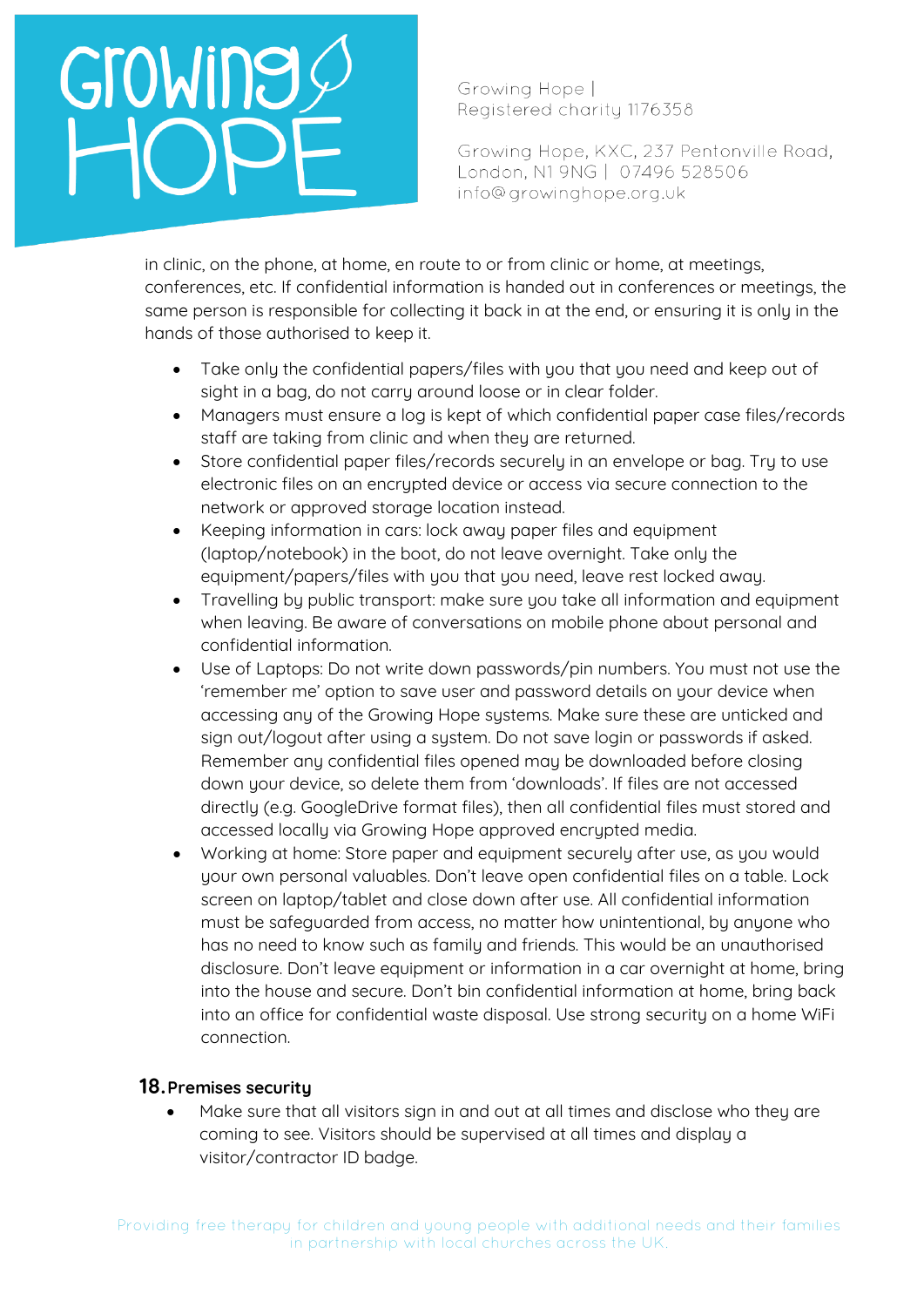in clinic, on the phone, at home, en route to or from clinic or home, at meetings, conferences, etc. If confidential information is handed out in conferences or meetings, the same person is responsible for collecting it back in at the end, or ensuring it is only in the hands of those authorised to keep it.

- Take only the confidential papers/files with you that you need and keep out of sight in a bag, do not carry around loose or in clear folder.
- Managers must ensure a log is kept of which confidential paper case files/records staff are taking from clinic and when they are returned.
- Store confidential paper files/records securely in an envelope or bag. Try to use electronic files on an encrypted device or access via secure connection to the network or approved storage location instead.
- Keeping information in cars: lock away paper files and equipment (laptop/notebook) in the boot, do not leave overnight. Take only the equipment/papers/files with you that you need, leave rest locked away.
- Travelling by public transport: make sure you take all information and equipment when leaving. Be aware of conversations on mobile phone about personal and confidential information.
- Use of Laptops: Do not write down passwords/pin numbers. You must not use the 'remember me' option to save user and password details on your device when accessing any of the Growing Hope systems. Make sure these are unticked and sign out/logout after using a system. Do not save login or passwords if asked. Remember any confidential files opened may be downloaded before closing down your device, so delete them from 'downloads'. If files are not accessed directly (e.g. GoogleDrive format files), then all confidential files must stored and accessed locally via Growing Hope approved encrypted media.
- Working at home: Store paper and equipment securely after use, as you would your own personal valuables. Don't leave open confidential files on a table. Lock screen on laptop/tablet and close down after use. All confidential information must be safeguarded from access, no matter how unintentional, by anyone who has no need to know such as family and friends. This would be an unauthorised disclosure. Don't leave equipment or information in a car overnight at home, bring into the house and secure. Don't bin confidential information at home, bring back into an office for confidential waste disposal. Use strong security on a home WiFi connection.

## 18. Premises security

- Make sure that all visitors sign in and out at all times and disclose who they are coming to see. Visitors should be supervised at all times and display a visitor/contractor ID badge.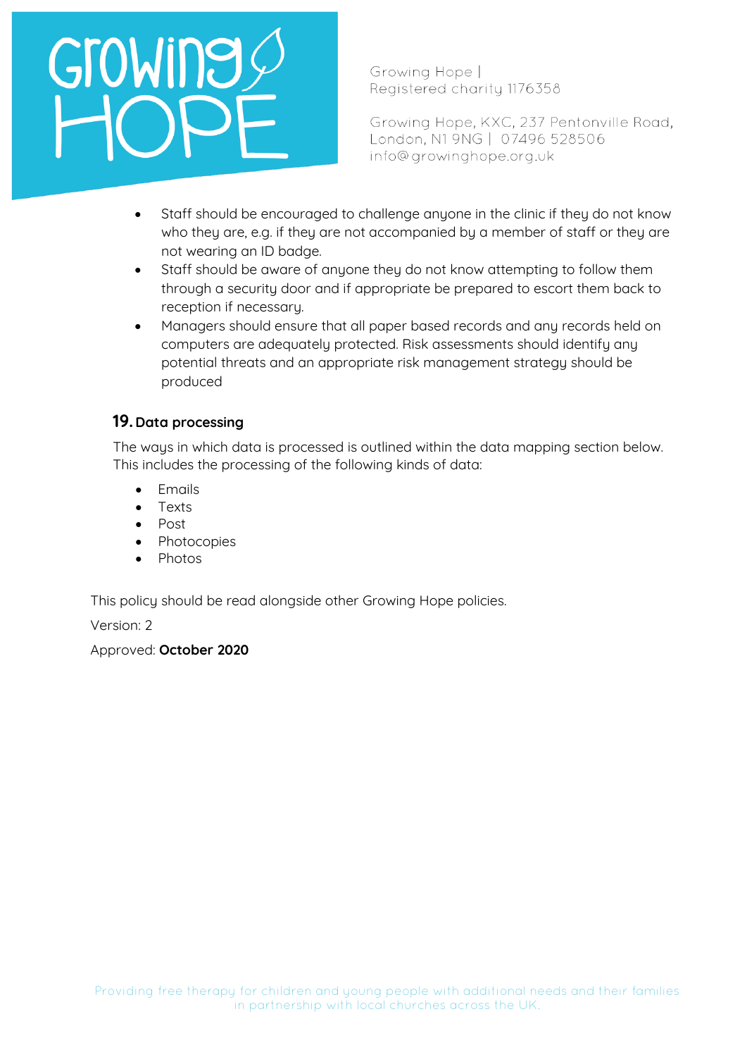- Staff should be encouraged to challenge anyone in the clinic if they do not know who they are, e.g. if they are not accompanied by a member of staff or they are not wearing an ID badge.
- Staff should be aware of anyone they do not know attempting to follow them through a security door and if appropriate be prepared to escort them back to reception if necessary.
- Managers should ensure that all paper based records and any records held on computers are adequately protected. Risk assessments should identify any potential threats and an appropriate risk management strategy should be produced

## 19. Data processing

The ways in which data is processed is outlined within the data mapping section below. This includes the processing of the following kinds of data:

- Emails
- Texts
- Post
- Photocopies
- Photos

This policy should be read alongside other Growing Hope policies.

Version: 2

Approved: **October 2020**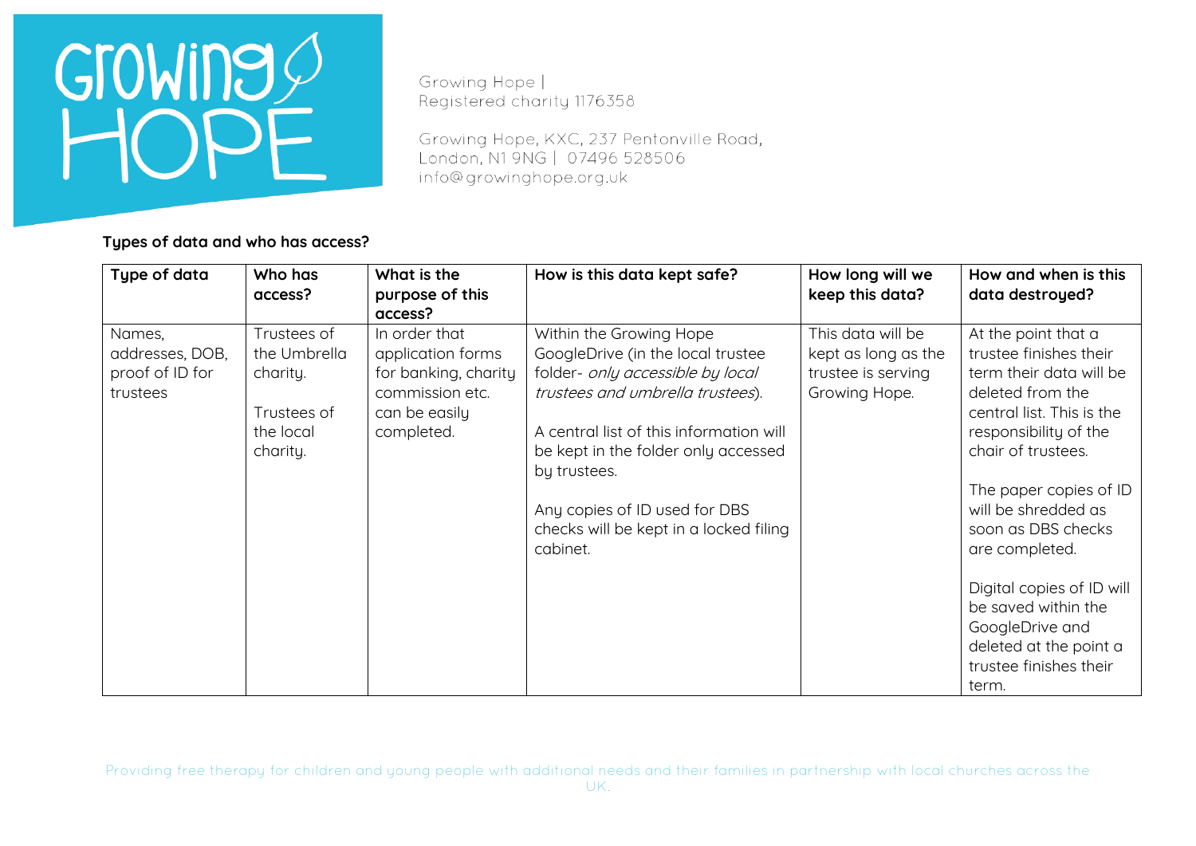Growing Hope |
Registered charity 1176358

Growing Hope, KXC, 237 Pentonville Road, London, N1 9NG | 07496 528506
info@growinghope.org.uk

**Types of data and who has access?**

| Type of data | Who has access? | What is the purpose of this access? | How is this data kept safe? | How long will we keep this data? | How and when is this data destroyed? |
|---|---|---|---|---|---|
| Names, addresses, DOB, proof of ID for trustees | Trustees of the Umbrella charity.<br><br>Trustees of the local charity. | In order that application forms for banking, charity commission etc. can be easily completed. | Within the Growing Hope GoogleDrive (in the local trustee folder- *only accessible by local trustees and umbrella trustees*).<br><br>A central list of this information will be kept in the folder only accessed by trustees.<br><br>Any copies of ID used for DBS checks will be kept in a locked filing cabinet. | This data will be kept as long as the trustee is serving Growing Hope. | At the point that a trustee finishes their term their data will be deleted from the central list. This is the responsibility of the chair of trustees.<br><br>The paper copies of ID will be shredded as soon as DBS checks are completed.<br><br>Digital copies of ID will be saved within the GoogleDrive and deleted at the point a trustee finishes their term. |

Providing free therapy for children and young people with additional needs and their families in partnership with local churches across the UK.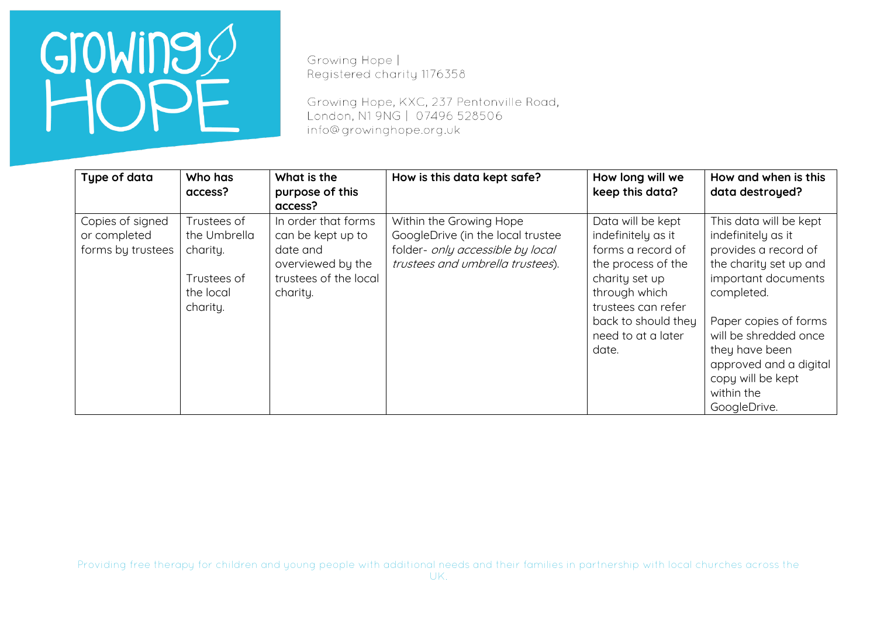Growing Hope |
Registered charity 1176358

Growing Hope, KXC, 237 Pentonville Road, London, N1 9NG | 07496 528506
info@growinghope.org.uk

| Type of data | Who has access? | What is the purpose of this access? | How is this data kept safe? | How long will we keep this data? | How and when is this data destroyed? |
|---|---|---|---|---|---|
| Copies of signed or completed forms by trustees | Trustees of the Umbrella charity.<br><br>Trustees of the local charity. | In order that forms can be kept up to date and overviewed by the trustees of the local charity. | Within the Growing Hope GoogleDrive (in the local trustee folder- *only accessible by local trustees and umbrella trustees*). | Data will be kept indefinitely as it forms a record of the process of the charity set up through which trustees can refer back to should they need to at a later date. | This data will be kept indefinitely as it provides a record of the charity set up and important documents completed.<br><br>Paper copies of forms will be shredded once they have been approved and a digital copy will be kept within the GoogleDrive. |

Providing free therapy for children and young people with additional needs and their families in partnership with local churches across the UK.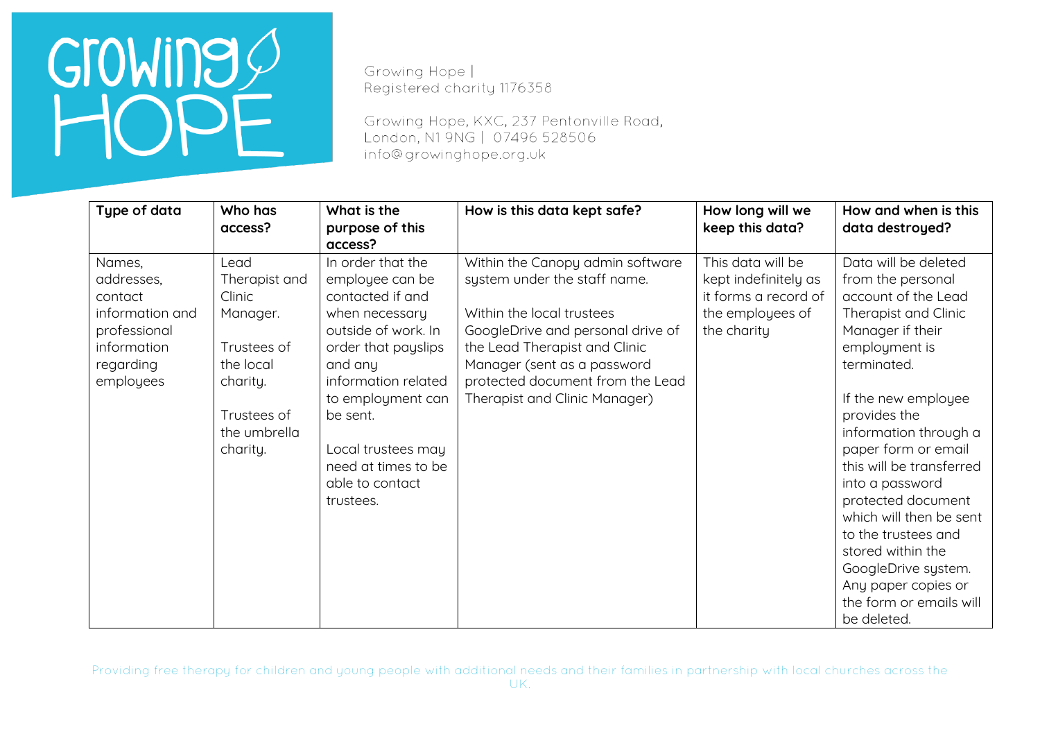| Type of data | Who has access? | What is the purpose of this access? | How is this data kept safe? | How long will we keep this data? | How and when is this data destroyed? |
|---|---|---|---|---|---|
| Names, addresses, contact information and professional information regarding employees | Lead Therapist and Clinic Manager.<br><br>Trustees of the local charity.<br><br>Trustees of the umbrella charity. | In order that the employee can be contacted if and when necessary outside of work. In order that payslips and any information related to employment can be sent.<br><br>Local trustees may need at times to be able to contact trustees. | Within the Canopy admin software system under the staff name.<br><br>Within the local trustees GoogleDrive and personal drive of the Lead Therapist and Clinic Manager (sent as a password protected document from the Lead Therapist and Clinic Manager) | This data will be kept indefinitely as it forms a record of the employees of the charity | Data will be deleted from the personal account of the Lead Therapist and Clinic Manager if their employment is terminated.<br><br>If the new employee provides the information through a paper form or email this will be transferred into a password protected document which will then be sent to the trustees and stored within the GoogleDrive system. Any paper copies or the form or emails will be deleted. |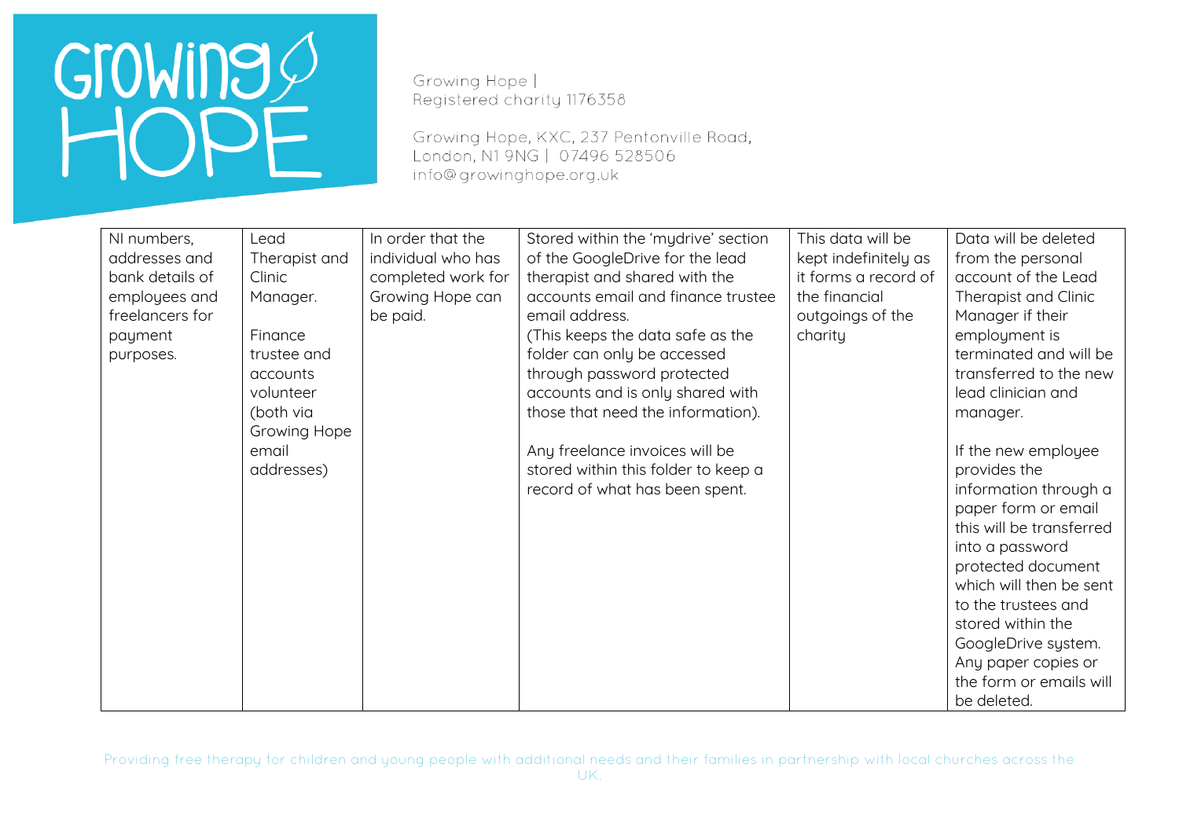| | | | | | |
|---|---|---|---|---|---|
| NI numbers, addresses and bank details of employees and freelancers for payment purposes. | Lead Therapist and Clinic Manager.<br><br>Finance trustee and accounts volunteer (both via Growing Hope email addresses) | In order that the individual who has completed work for Growing Hope can be paid. | Stored within the 'mydrive' section of the GoogleDrive for the lead therapist and shared with the accounts email and finance trustee email address.<br>(This keeps the data safe as the folder can only be accessed through password protected accounts and is only shared with those that need the information).<br><br>Any freelance invoices will be stored within this folder to keep a record of what has been spent. | This data will be kept indefinitely as it forms a record of the financial outgoings of the charity | Data will be deleted from the personal account of the Lead Therapist and Clinic Manager if their employment is terminated and will be transferred to the new lead clinician and manager.<br><br>If the new employee provides the information through a paper form or email this will be transferred into a password protected document which will then be sent to the trustees and stored within the GoogleDrive system. Any paper copies or the form or emails will be deleted. |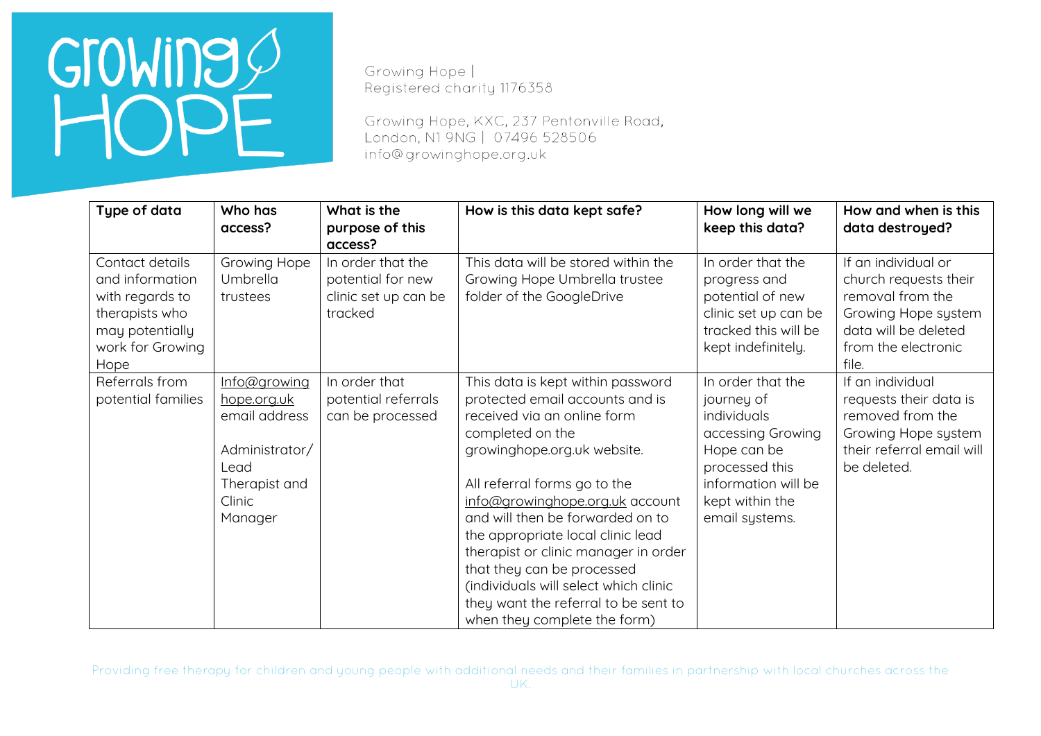Growing Hope |
Registered charity 1176358

Growing Hope, KXC, 237 Pentonville Road, London, N1 9NG | 07496 528506
info@growinghope.org.uk

| Type of data | Who has access? | What is the purpose of this access? | How is this data kept safe? | How long will we keep this data? | How and when is this data destroyed? |
|---|---|---|---|---|---|
| Contact details and information with regards to therapists who may potentially work for Growing Hope | Growing Hope Umbrella trustees | In order that the potential for new clinic set up can be tracked | This data will be stored within the Growing Hope Umbrella trustee folder of the GoogleDrive | In order that the progress and potential of new clinic set up can be tracked this will be kept indefinitely. | If an individual or church requests their removal from the Growing Hope system data will be deleted from the electronic file. |
| Referrals from potential families | Info@growinghope.org.uk email address<br><br>Administrator/ Lead Therapist and Clinic Manager | In order that potential referrals can be processed | This data is kept within password protected email accounts and is received via an online form completed on the growinghope.org.uk website.<br><br>All referral forms go to the info@growinghope.org.uk account and will then be forwarded on to the appropriate local clinic lead therapist or clinic manager in order that they can be processed (individuals will select which clinic they want the referral to be sent to when they complete the form) | In order that the journey of individuals accessing Growing Hope can be processed this information will be kept within the email systems. | If an individual requests their data is removed from the Growing Hope system their referral email will be deleted. |

Providing free therapy for children and young people with additional needs and their families in partnership with local churches across the UK.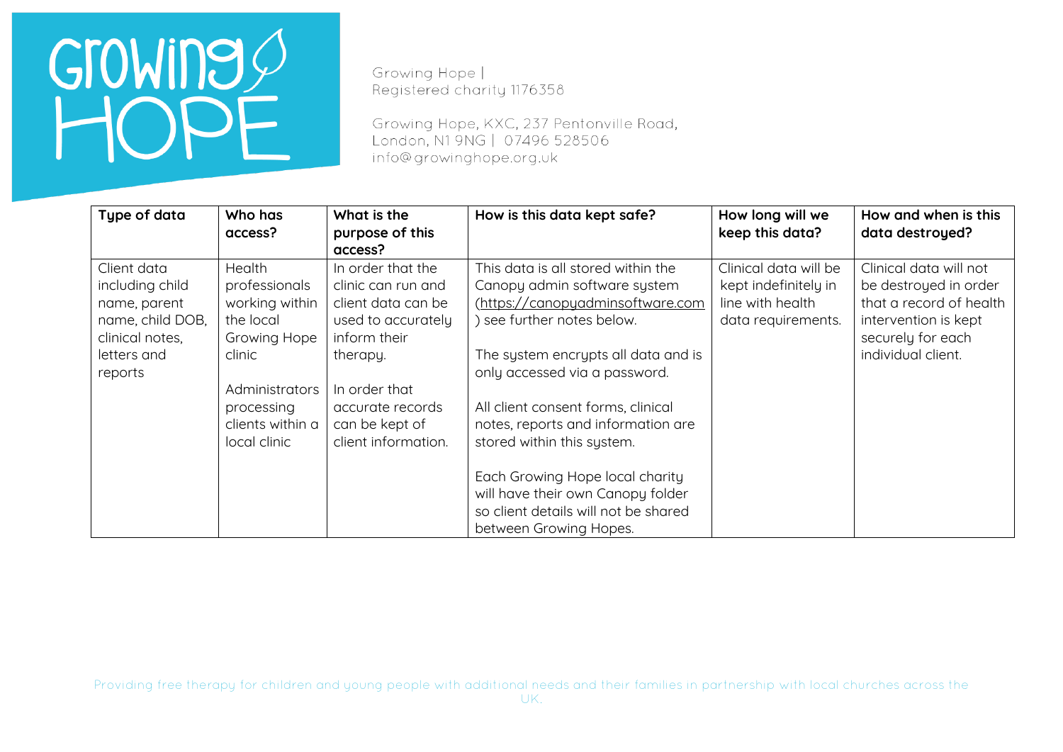| Type of data | Who has access? | What is the purpose of this access? | How is this data kept safe? | How long will we keep this data? | How and when is this data destroyed? |
|---|---|---|---|---|---|
| Client data including child name, parent name, child DOB, clinical notes, letters and reports | Health professionals working within the local Growing Hope clinic<br><br>Administrators processing clients within a local clinic | In order that the clinic can run and client data can be used to accurately inform their therapy.<br><br>In order that accurate records can be kept of client information. | This data is all stored within the Canopy admin software system (https://canopyadminsoftware.com) see further notes below.<br><br>The system encrypts all data and is only accessed via a password.<br><br>All client consent forms, clinical notes, reports and information are stored within this system.<br><br>Each Growing Hope local charity will have their own Canopy folder so client details will not be shared between Growing Hopes. | Clinical data will be kept indefinitely in line with health data requirements. | Clinical data will not be destroyed in order that a record of health intervention is kept securely for each individual client. |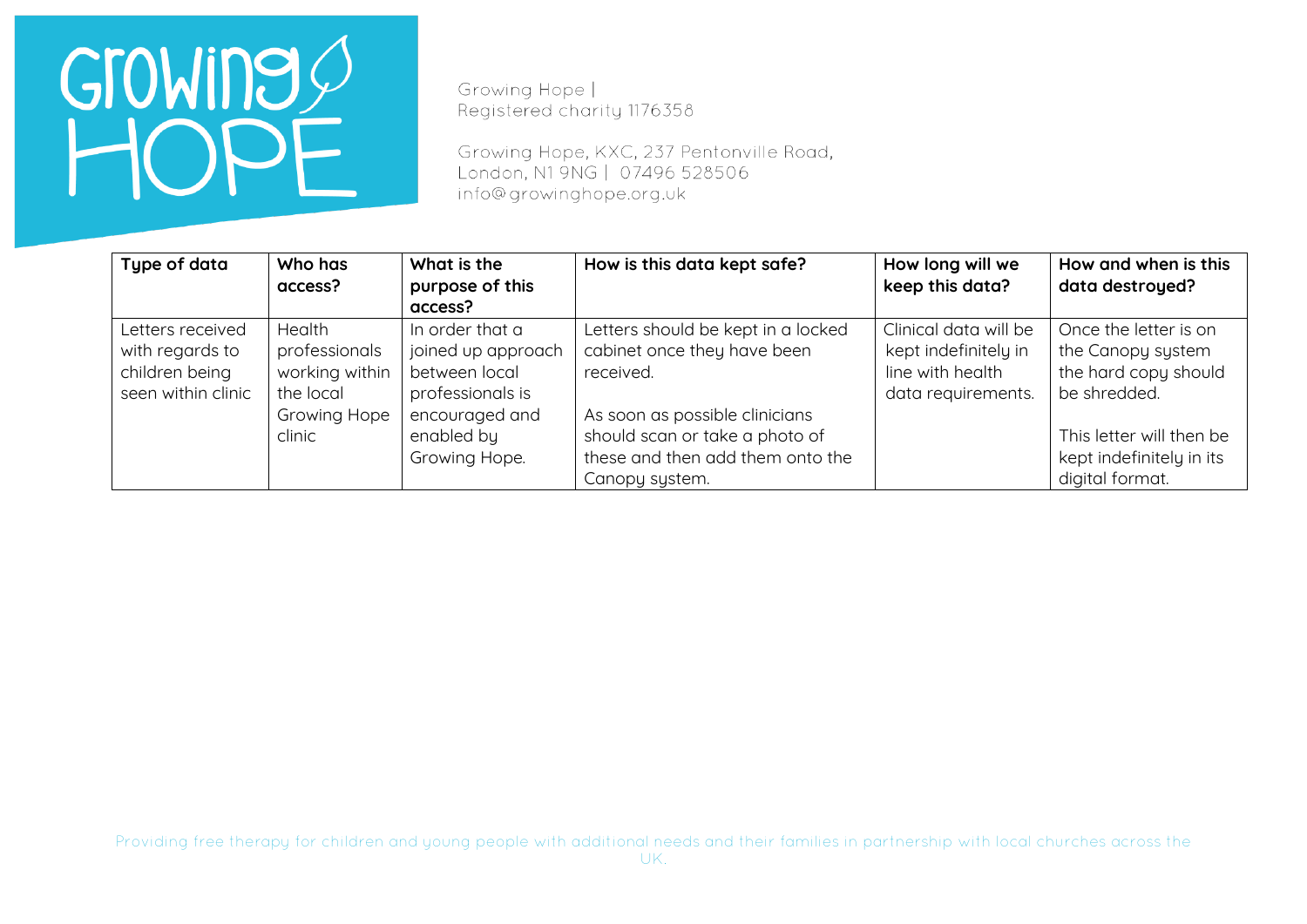Growing Hope |
Registered charity 1176358

Growing Hope, KXC, 237 Pentonville Road, London, N1 9NG | 07496 528506
info@growinghope.org.uk

| Type of data | Who has access? | What is the purpose of this access? | How is this data kept safe? | How long will we keep this data? | How and when is this data destroyed? |
|---|---|---|---|---|---|
| Letters received with regards to children being seen within clinic | Health professionals working within the local Growing Hope clinic | In order that a joined up approach between local professionals is encouraged and enabled by Growing Hope. | Letters should be kept in a locked cabinet once they have been received.<br><br>As soon as possible clinicians should scan or take a photo of these and then add them onto the Canopy system. | Clinical data will be kept indefinitely in line with health data requirements. | Once the letter is on the Canopy system the hard copy should be shredded.<br><br>This letter will then be kept indefinitely in its digital format. |

Providing free therapy for children and young people with additional needs and their families in partnership with local churches across the UK.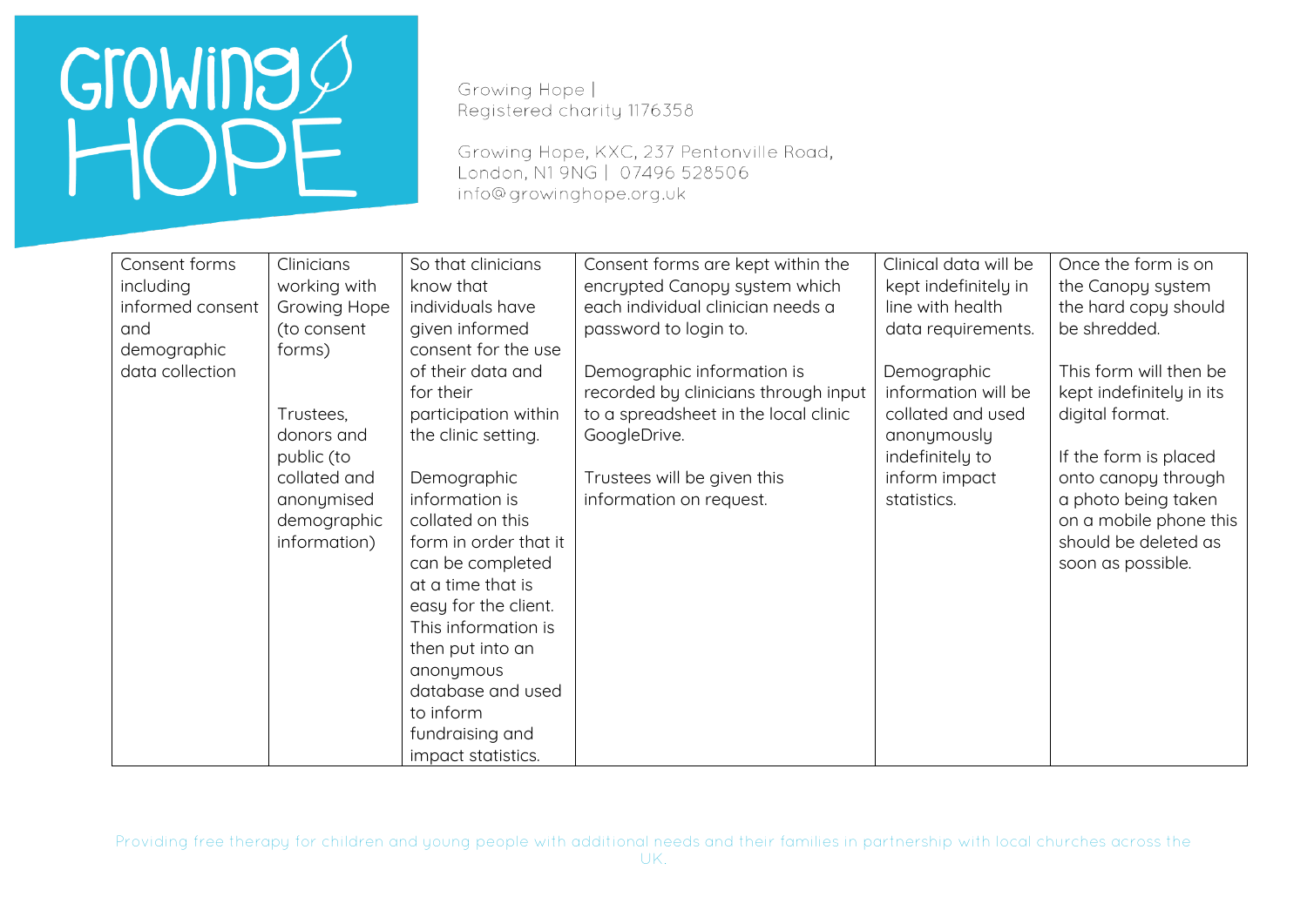Growing Hope |
Registered charity 1176358

Growing Hope, KXC, 237 Pentonville Road,
London, N1 9NG | 07496 528506
info@growinghope.org.uk

| Consent forms including informed consent and demographic data collection | Clinicians working with Growing Hope (to consent forms)<br><br>Trustees, donors and public (to collated and anonymised demographic information) | So that clinicians know that individuals have given informed consent for the use of their data and for their participation within the clinic setting.<br><br>Demographic information is collated on this form in order that it can be completed at a time that is easy for the client. This information is then put into an anonymous database and used to inform fundraising and impact statistics. | Consent forms are kept within the encrypted Canopy system which each individual clinician needs a password to login to.<br><br>Demographic information is recorded by clinicians through input to a spreadsheet in the local clinic GoogleDrive.<br><br>Trustees will be given this information on request. | Clinical data will be kept indefinitely in line with health data requirements.<br><br>Demographic information will be collated and used anonymously indefinitely to inform impact statistics. | Once the form is on the Canopy system the hard copy should be shredded.<br><br>This form will then be kept indefinitely in its digital format.<br><br>If the form is placed onto canopy through a photo being taken on a mobile phone this should be deleted as soon as possible. |
|---|---|---|---|---|---|

Providing free therapy for children and young people with additional needs and their families in partnership with local churches across the UK.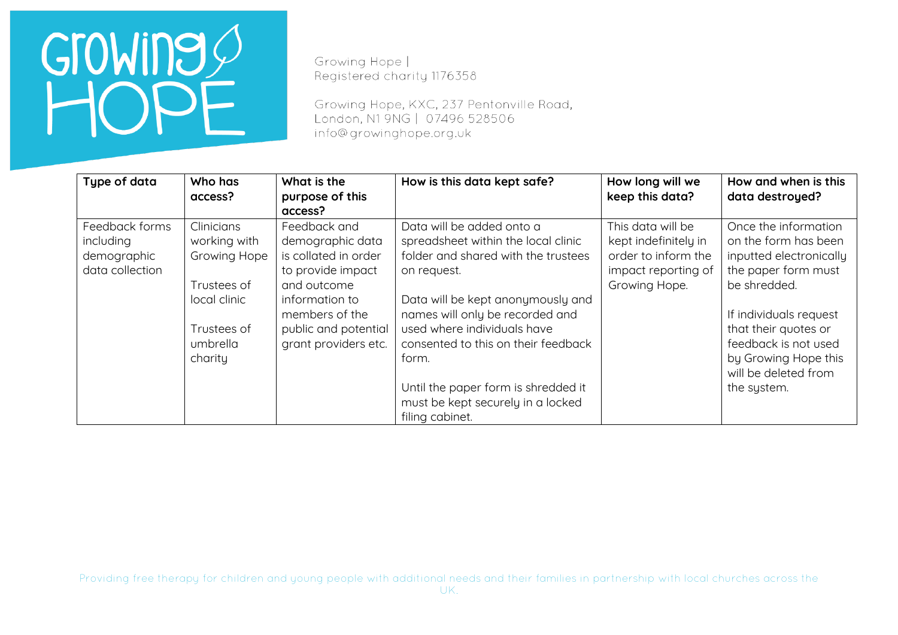Growing Hope |
Registered charity 1176358

Growing Hope, KXC, 237 Pentonville Road, London, N1 9NG | 07496 528506
info@growinghope.org.uk

| Type of data | Who has access? | What is the purpose of this access? | How is this data kept safe? | How long will we keep this data? | How and when is this data destroyed? |
|---|---|---|---|---|---|
| Feedback forms including demographic data collection | Clinicians working with Growing Hope<br><br>Trustees of local clinic<br><br>Trustees of umbrella charity | Feedback and demographic data is collated in order to provide impact and outcome information to members of the public and potential grant providers etc. | Data will be added onto a spreadsheet within the local clinic folder and shared with the trustees on request.<br><br>Data will be kept anonymously and names will only be recorded and used where individuals have consented to this on their feedback form.<br><br>Until the paper form is shredded it must be kept securely in a locked filing cabinet. | This data will be kept indefinitely in order to inform the impact reporting of Growing Hope. | Once the information on the form has been inputted electronically the paper form must be shredded.<br><br>If individuals request that their quotes or feedback is not used by Growing Hope this will be deleted from the system. |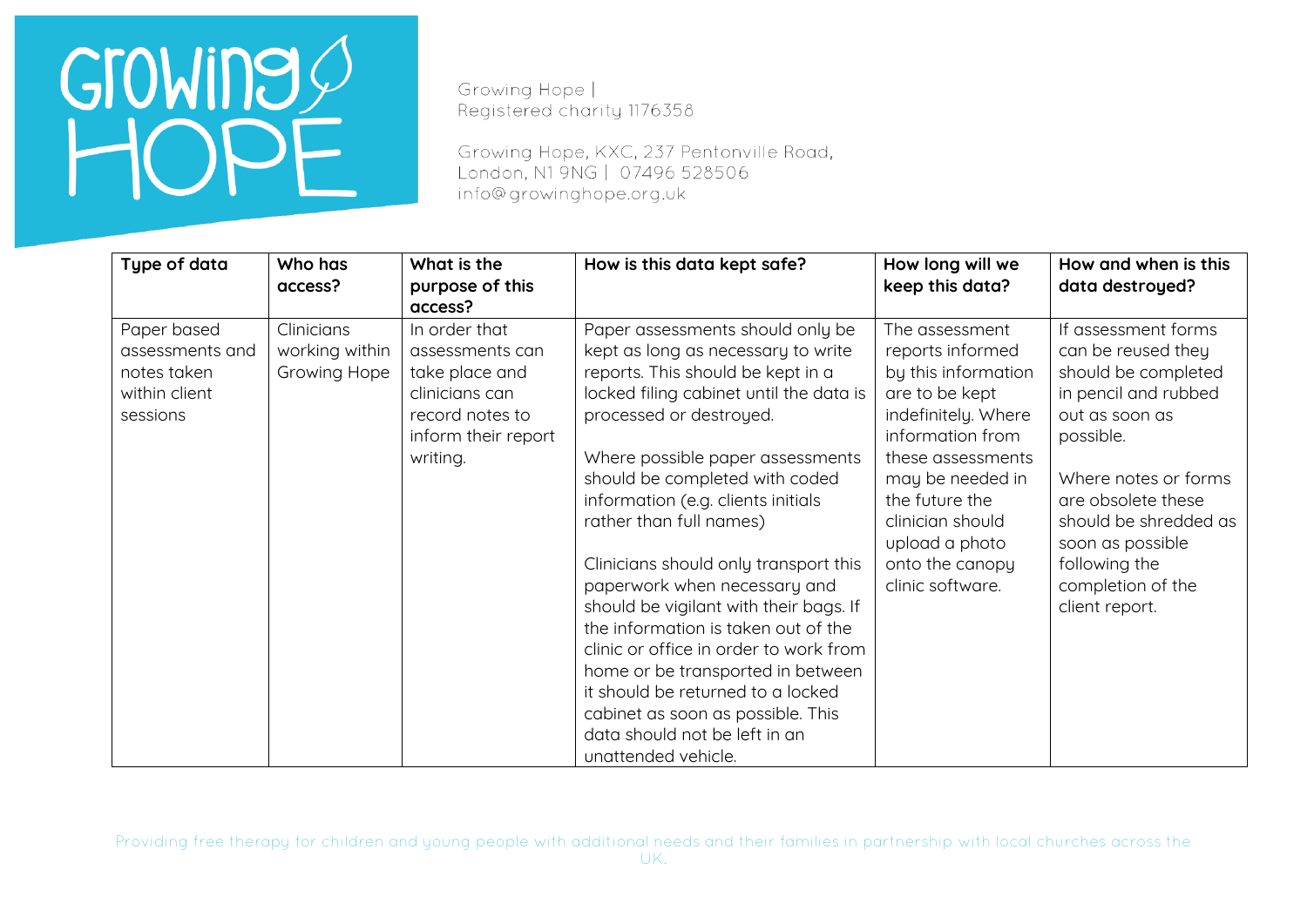Growing Hope |
Registered charity 1176358

Growing Hope, KXC, 237 Pentonville Road, London, N1 9NG | 07496 528506
info@growinghope.org.uk

| Type of data | Who has access? | What is the purpose of this access? | How is this data kept safe? | How long will we keep this data? | How and when is this data destroyed? |
|---|---|---|---|---|---|
| Paper based assessments and notes taken within client sessions | Clinicians working within Growing Hope | In order that assessments can take place and clinicians can record notes to inform their report writing. | Paper assessments should only be kept as long as necessary to write reports. This should be kept in a locked filing cabinet until the data is processed or destroyed.<br><br>Where possible paper assessments should be completed with coded information (e.g. clients initials rather than full names)<br><br>Clinicians should only transport this paperwork when necessary and should be vigilant with their bags. If the information is taken out of the clinic or office in order to work from home or be transported in between it should be returned to a locked cabinet as soon as possible. This data should not be left in an unattended vehicle. | The assessment reports informed by this information are to be kept indefinitely. Where information from these assessments may be needed in the future the clinician should upload a photo onto the canopy clinic software. | If assessment forms can be reused they should be completed in pencil and rubbed out as soon as possible.<br><br>Where notes or forms are obsolete these should be shredded as soon as possible following the completion of the client report. |

Providing free therapy for children and young people with additional needs and their families in partnership with local churches across the UK.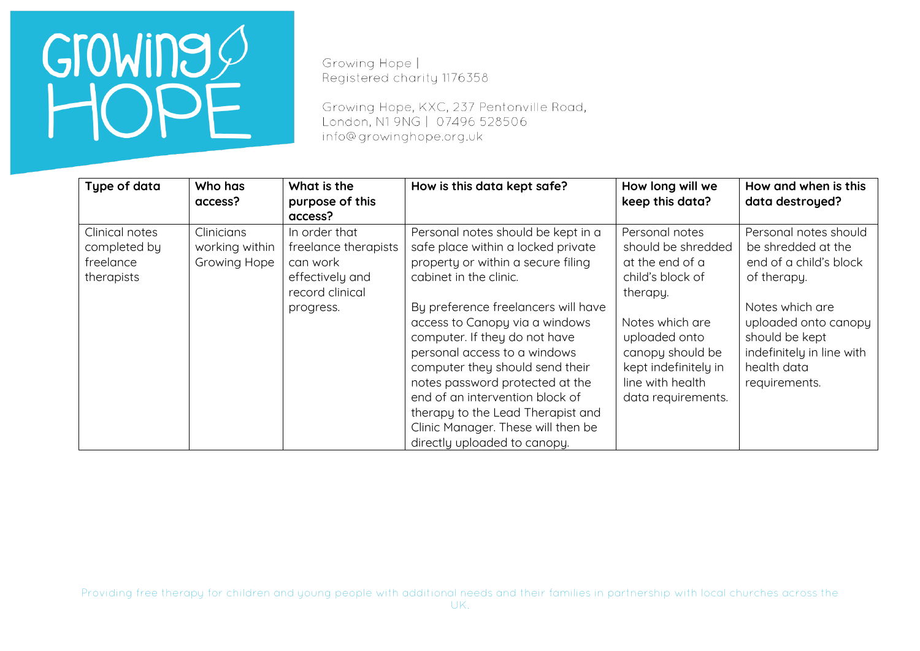| Type of data | Who has access? | What is the purpose of this access? | How is this data kept safe? | How long will we keep this data? | How and when is this data destroyed? |
|---|---|---|---|---|---|
| Clinical notes completed by freelance therapists | Clinicians working within Growing Hope | In order that freelance therapists can work effectively and record clinical progress. | Personal notes should be kept in a safe place within a locked private property or within a secure filing cabinet in the clinic.<br><br>By preference freelancers will have access to Canopy via a windows computer. If they do not have personal access to a windows computer they should send their notes password protected at the end of an intervention block of therapy to the Lead Therapist and Clinic Manager. These will then be directly uploaded to canopy. | Personal notes should be shredded at the end of a child's block of therapy.<br><br>Notes which are uploaded onto canopy should be kept indefinitely in line with health data requirements. | Personal notes should be shredded at the end of a child's block of therapy.<br><br>Notes which are uploaded onto canopy should be kept indefinitely in line with health data requirements. |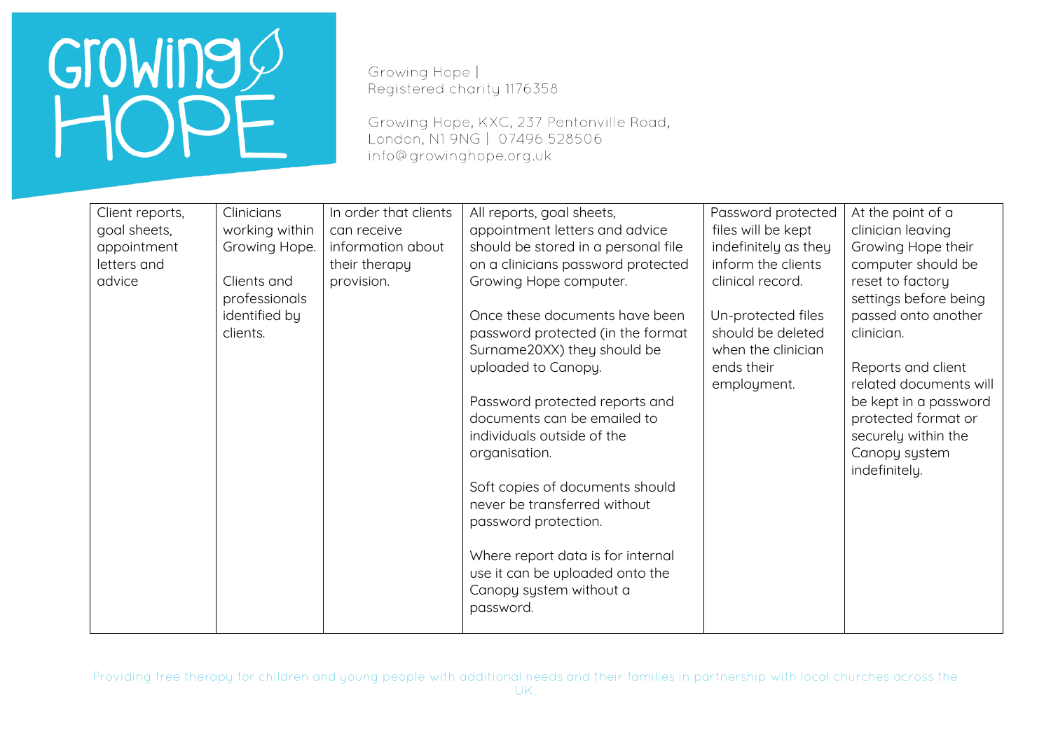| Client reports, goal sheets, appointment letters and advice | Clinicians working within Growing Hope.<br><br>Clients and professionals identified by clients. | In order that clients can receive information about their therapy provision. | All reports, goal sheets, appointment letters and advice should be stored in a personal file on a clinicians password protected Growing Hope computer.<br><br>Once these documents have been password protected (in the format Surname20XX) they should be uploaded to Canopy.<br><br>Password protected reports and documents can be emailed to individuals outside of the organisation.<br><br>Soft copies of documents should never be transferred without password protection.<br><br>Where report data is for internal use it can be uploaded onto the Canopy system without a password. | Password protected files will be kept indefinitely as they inform the clients clinical record.<br><br>Un-protected files should be deleted when the clinician ends their employment. | At the point of a clinician leaving Growing Hope their computer should be reset to factory settings before being passed onto another clinician.<br><br>Reports and client related documents will be kept in a password protected format or securely within the Canopy system indefinitely. |
|---|---|---|---|---|---|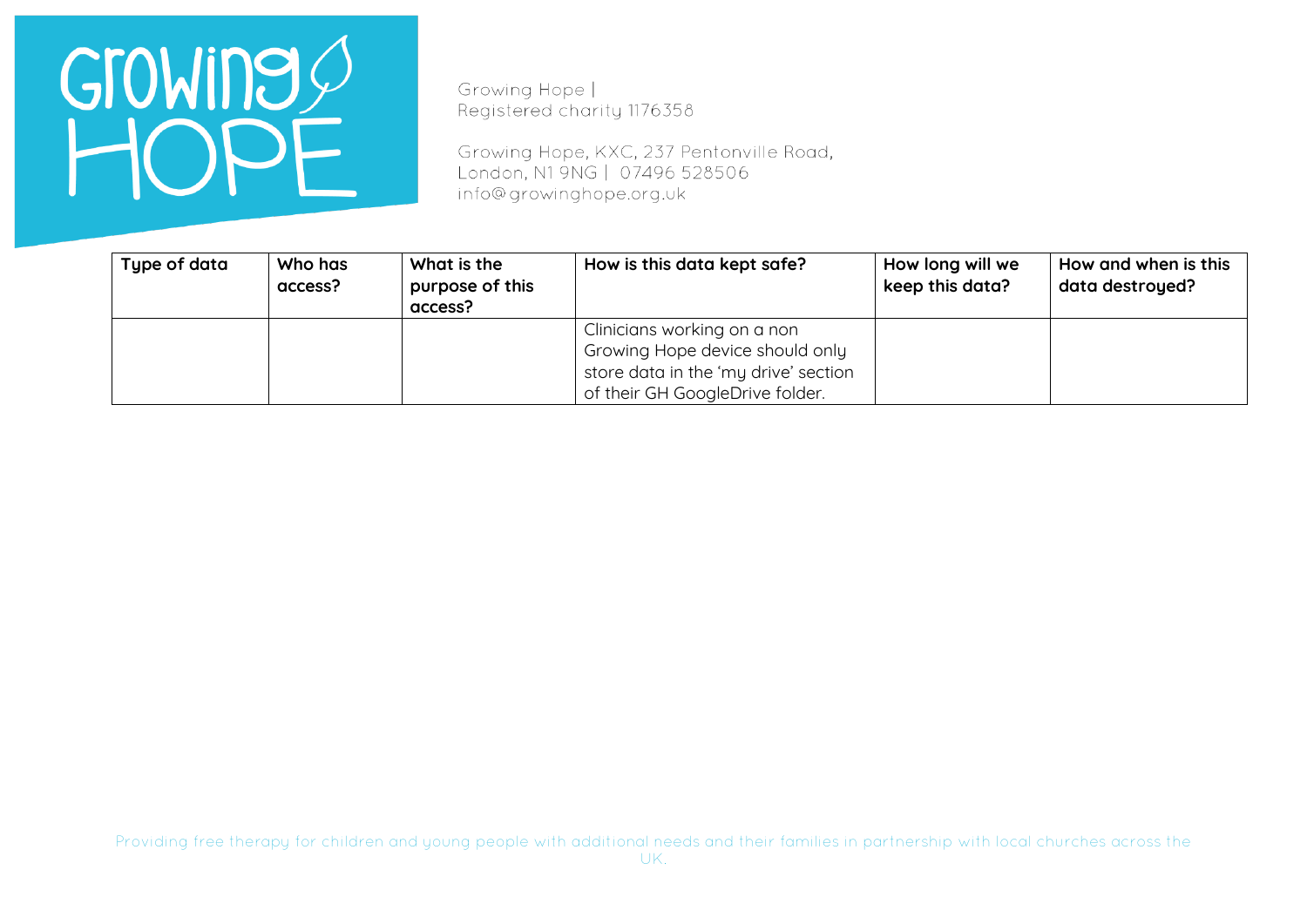| Type of data | Who has access? | What is the purpose of this access? | How is this data kept safe? | How long will we keep this data? | How and when is this data destroyed? |
|---|---|---|---|---|---|
| | | | Clinicians working on a non Growing Hope device should only store data in the 'my drive' section of their GH GoogleDrive folder. | | |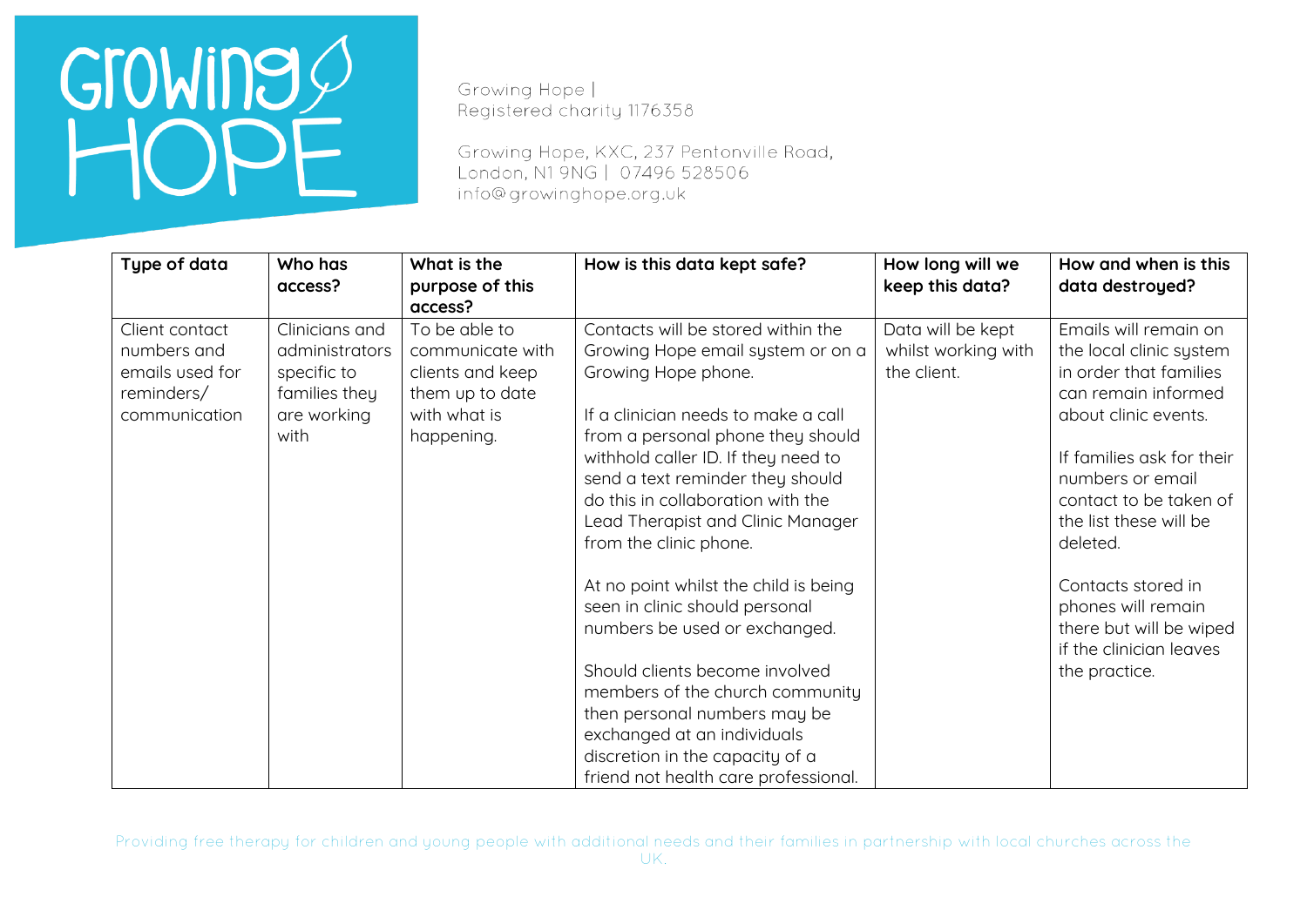| Type of data | Who has access? | What is the purpose of this access? | How is this data kept safe? | How long will we keep this data? | How and when is this data destroyed? |
|---|---|---|---|---|---|
| Client contact numbers and emails used for reminders/ communication | Clinicians and administrators specific to families they are working with | To be able to communicate with clients and keep them up to date with what is happening. | Contacts will be stored within the Growing Hope email system or on a Growing Hope phone.<br><br>If a clinician needs to make a call from a personal phone they should withhold caller ID. If they need to send a text reminder they should do this in collaboration with the Lead Therapist and Clinic Manager from the clinic phone.<br><br>At no point whilst the child is being seen in clinic should personal numbers be used or exchanged.<br><br>Should clients become involved members of the church community then personal numbers may be exchanged at an individuals discretion in the capacity of a friend not health care professional. | Data will be kept whilst working with the client. | Emails will remain on the local clinic system in order that families can remain informed about clinic events.<br><br>If families ask for their numbers or email contact to be taken of the list these will be deleted.<br><br>Contacts stored in phones will remain there but will be wiped if the clinician leaves the practice. |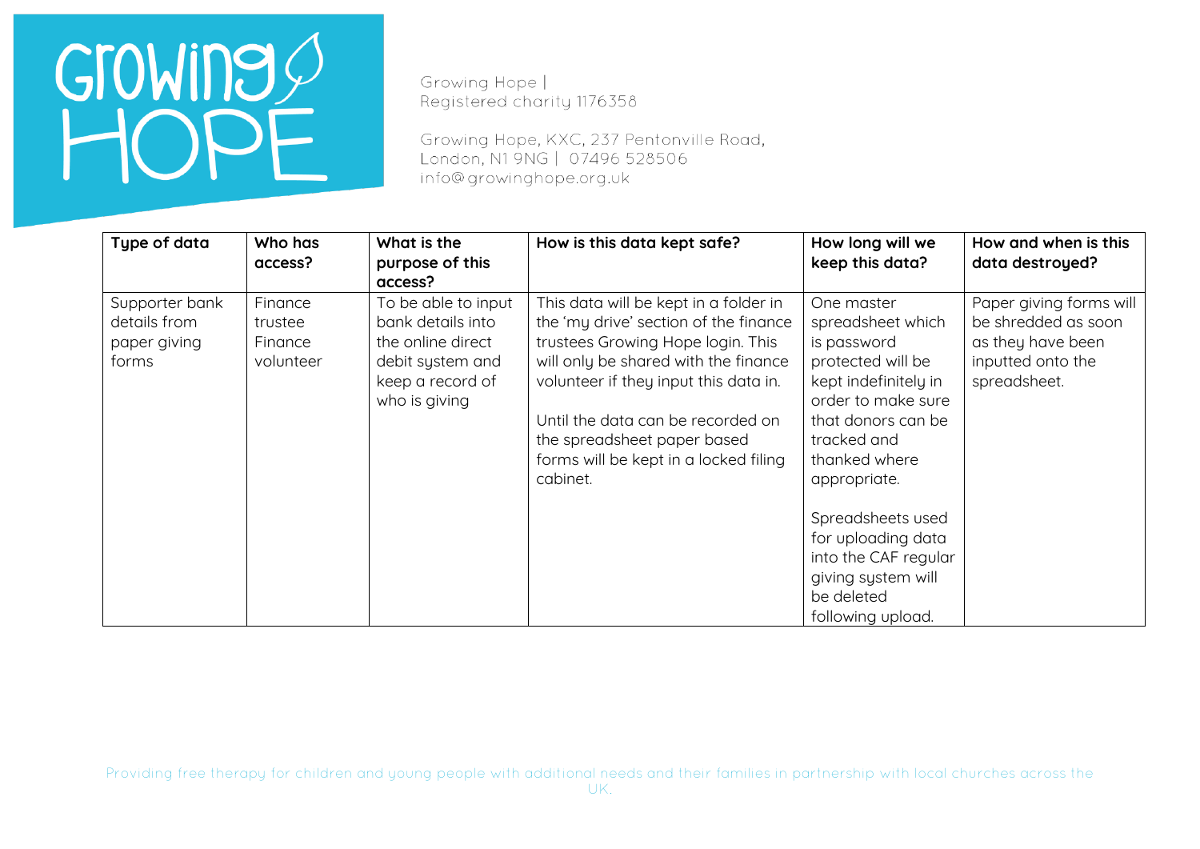| Type of data | Who has access? | What is the purpose of this access? | How is this data kept safe? | How long will we keep this data? | How and when is this data destroyed? |
|---|---|---|---|---|---|
| Supporter bank details from paper giving forms | Finance trustee Finance volunteer | To be able to input bank details into the online direct debit system and keep a record of who is giving | This data will be kept in a folder in the 'my drive' section of the finance trustees Growing Hope login. This will only be shared with the finance volunteer if they input this data in.<br><br>Until the data can be recorded on the spreadsheet paper based forms will be kept in a locked filing cabinet. | One master spreadsheet which is password protected will be kept indefinitely in order to make sure that donors can be tracked and thanked where appropriate.<br><br>Spreadsheets used for uploading data into the CAF regular giving system will be deleted following upload. | Paper giving forms will be shredded as soon as they have been inputted onto the spreadsheet. |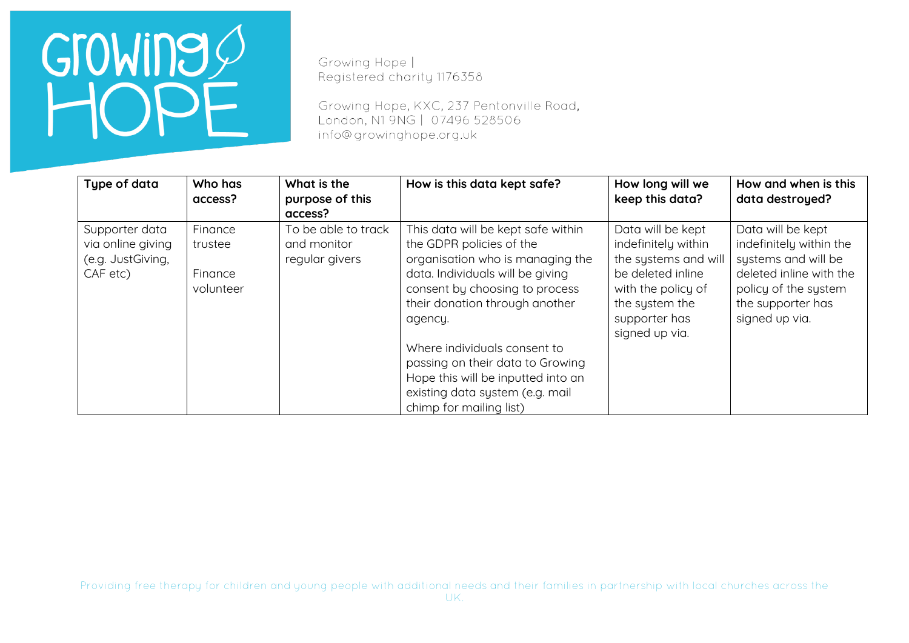| Type of data | Who has access? | What is the purpose of this access? | How is this data kept safe? | How long will we keep this data? | How and when is this data destroyed? |
| --- | --- | --- | --- | --- | --- |
| Supporter data via online giving (e.g. JustGiving, CAF etc) | Finance trustee<br><br>Finance volunteer | To be able to track and monitor regular givers | This data will be kept safe within the GDPR policies of the organisation who is managing the data. Individuals will be giving consent by choosing to process their donation through another agency.<br><br>Where individuals consent to passing on their data to Growing Hope this will be inputted into an existing data system (e.g. mail chimp for mailing list) | Data will be kept indefinitely within the systems and will be deleted inline with the policy of the system the supporter has signed up via. | Data will be kept indefinitely within the systems and will be deleted inline with the policy of the system the supporter has signed up via. |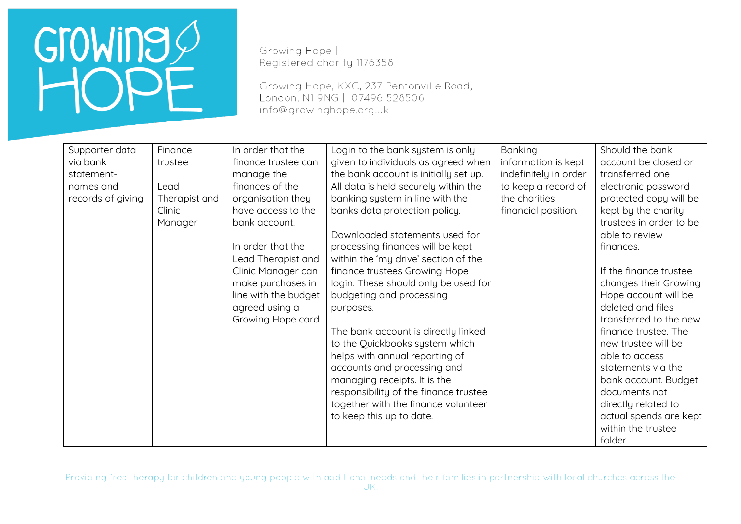| Supporter data via bank statement- names and records of giving | Finance trustee<br><br>Lead Therapist and Clinic Manager | In order that the finance trustee can manage the finances of the organisation they have access to the bank account.<br><br>In order that the Lead Therapist and Clinic Manager can make purchases in line with the budget agreed using a Growing Hope card. | Login to the bank system is only given to individuals as agreed when the bank account is initially set up. All data is held securely within the banking system in line with the banks data protection policy.<br><br>Downloaded statements used for processing finances will be kept within the 'my drive' section of the finance trustees Growing Hope login. These should only be used for budgeting and processing purposes.<br><br>The bank account is directly linked to the Quickbooks system which helps with annual reporting of accounts and processing and managing receipts. It is the responsibility of the finance trustee together with the finance volunteer to keep this up to date. | Banking information is kept indefinitely in order to keep a record of the charities financial position. | Should the bank account be closed or transferred one electronic password protected copy will be kept by the charity trustees in order to be able to review finances.<br><br>If the finance trustee changes their Growing Hope account will be deleted and files transferred to the new finance trustee. The new trustee will be able to access statements via the bank account. Budget documents not directly related to actual spends are kept within the trustee folder. |
|---|---|---|---|---|---|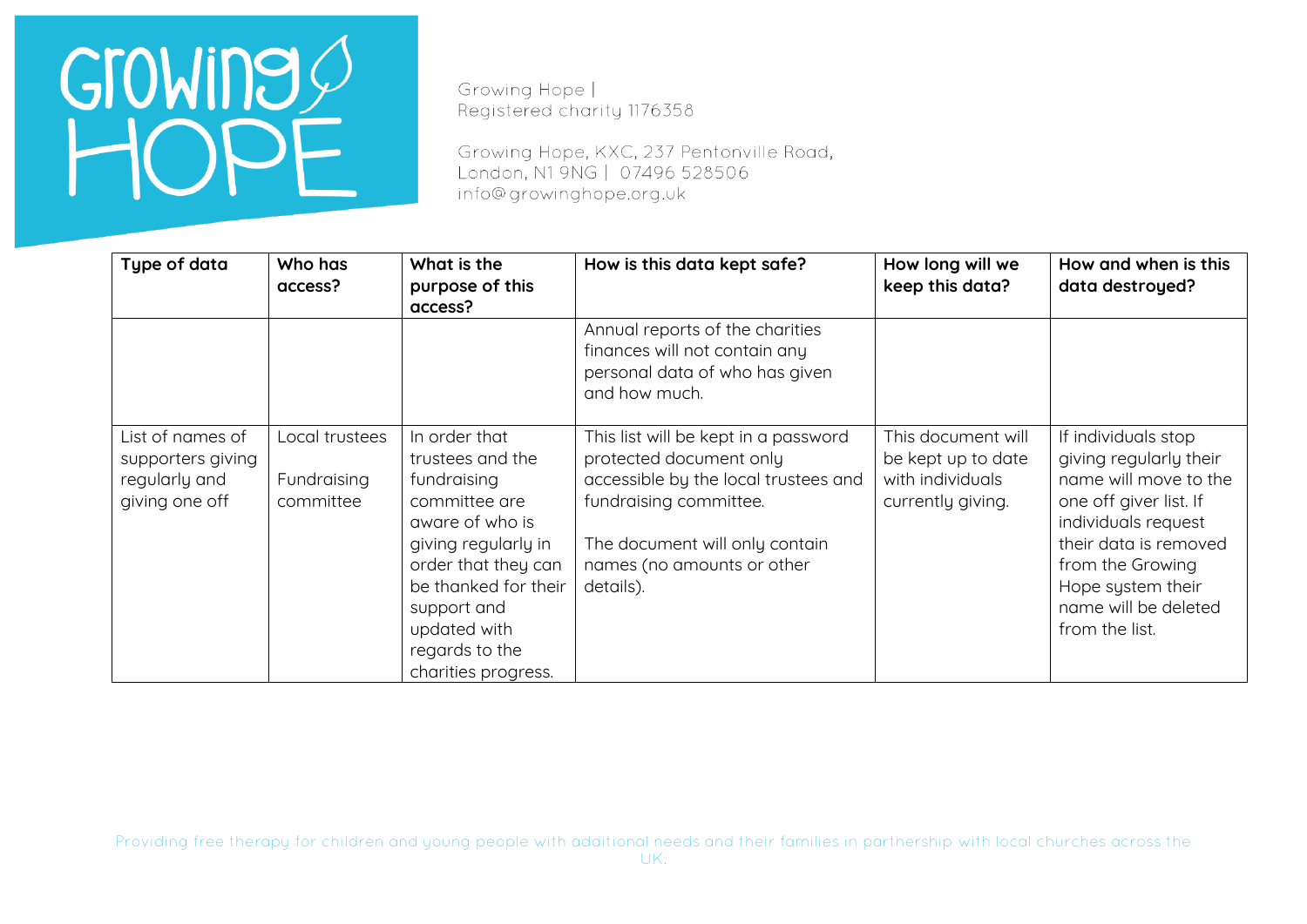Growing Hope |
Registered charity 1176358

Growing Hope, KXC, 237 Pentonville Road,
London, N1 9NG | 07496 528506
info@growinghope.org.uk

| Type of data | Who has access? | What is the purpose of this access? | How is this data kept safe? | How long will we keep this data? | How and when is this data destroyed? |
|---|---|---|---|---|---|
| | | | Annual reports of the charities finances will not contain any personal data of who has given and how much. | | |
| List of names of supporters giving regularly and giving one off | Local trustees<br><br>Fundraising committee | In order that trustees and the fundraising committee are aware of who is giving regularly in order that they can be thanked for their support and updated with regards to the charities progress. | This list will be kept in a password protected document only accessible by the local trustees and fundraising committee.<br><br>The document will only contain names (no amounts or other details). | This document will be kept up to date with individuals currently giving. | If individuals stop giving regularly their name will move to the one off giver list. If individuals request their data is removed from the Growing Hope system their name will be deleted from the list. |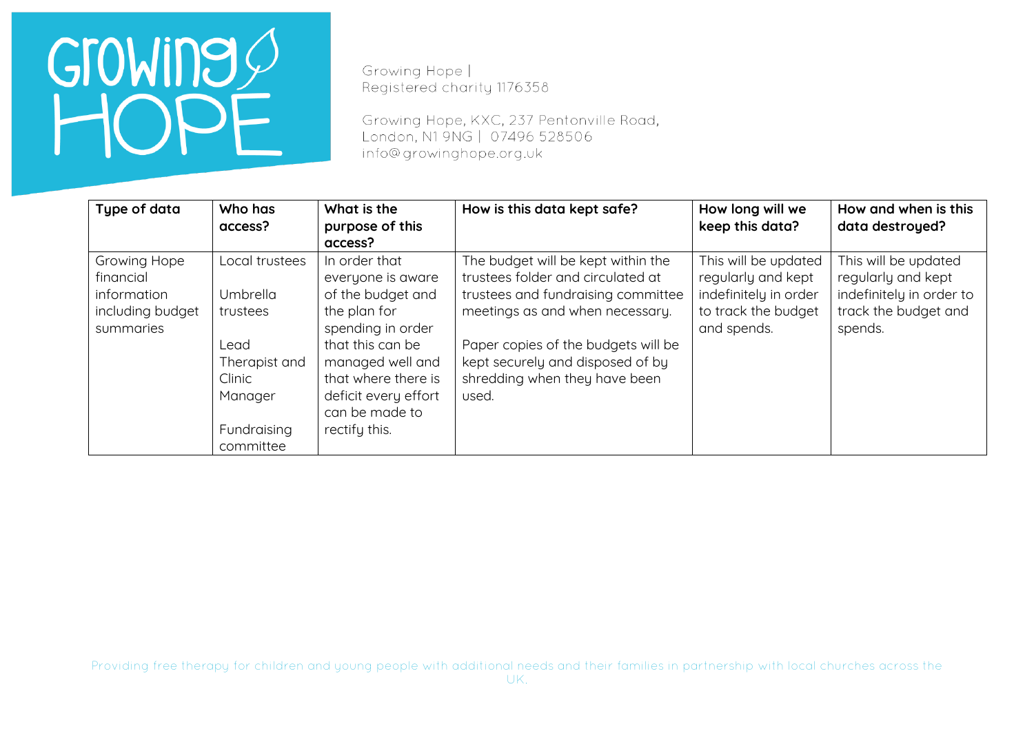| Type of data | Who has access? | What is the purpose of this access? | How is this data kept safe? | How long will we keep this data? | How and when is this data destroyed? |
|---|---|---|---|---|---|
| Growing Hope financial information including budget summaries | Local trustees<br><br>Umbrella trustees<br><br>Lead Therapist and Clinic Manager<br><br>Fundraising committee | In order that everyone is aware of the budget and the plan for spending in order that this can be managed well and that where there is deficit every effort can be made to rectify this. | The budget will be kept within the trustees folder and circulated at trustees and fundraising committee meetings as and when necessary.<br><br>Paper copies of the budgets will be kept securely and disposed of by shredding when they have been used. | This will be updated regularly and kept indefinitely in order to track the budget and spends. | This will be updated regularly and kept indefinitely in order to track the budget and spends. |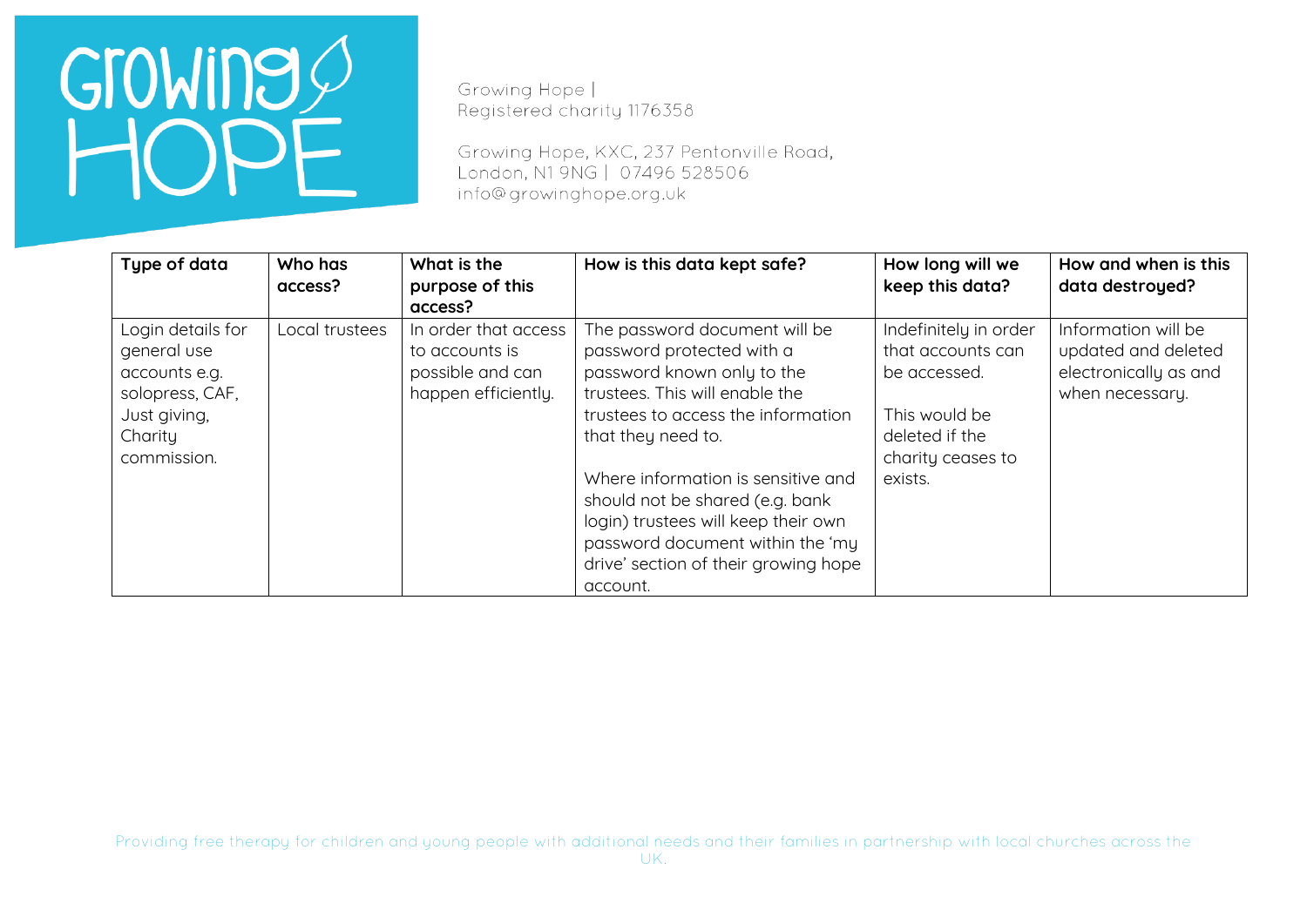| Type of data | Who has access? | What is the purpose of this access? | How is this data kept safe? | How long will we keep this data? | How and when is this data destroyed? |
|---|---|---|---|---|---|
| Login details for general use accounts e.g. solopress, CAF, Just giving, Charity commission. | Local trustees | In order that access to accounts is possible and can happen efficiently. | The password document will be password protected with a password known only to the trustees. This will enable the trustees to access the information that they need to.<br><br>Where information is sensitive and should not be shared (e.g. bank login) trustees will keep their own password document within the 'my drive' section of their growing hope account. | Indefinitely in order that accounts can be accessed.<br><br>This would be deleted if the charity ceases to exists. | Information will be updated and deleted electronically as and when necessary. |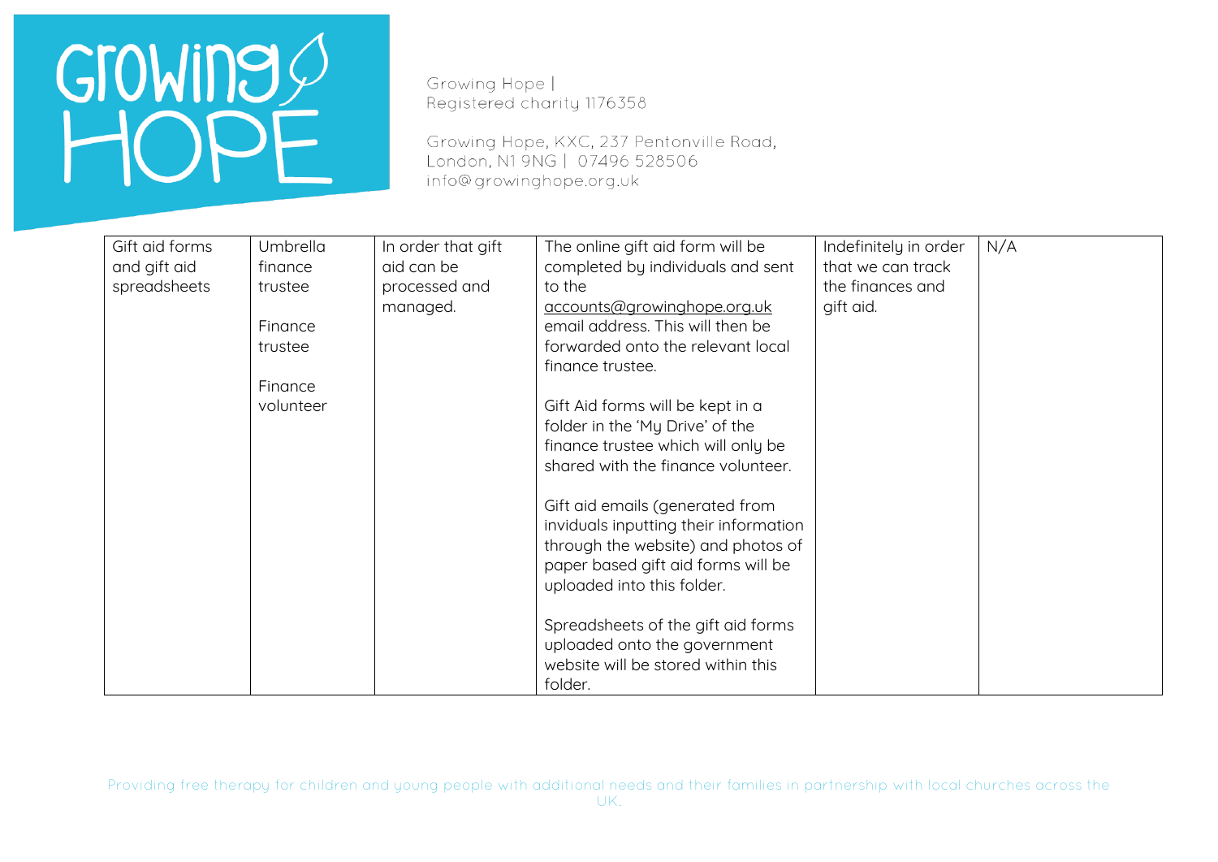| Gift aid forms and gift aid spreadsheets | Umbrella finance trustee<br><br>Finance trustee<br><br>Finance volunteer | In order that gift aid can be processed and managed. | The online gift aid form will be completed by individuals and sent to the accounts@growinghope.org.uk email address. This will then be forwarded onto the relevant local finance trustee.<br><br>Gift Aid forms will be kept in a folder in the 'My Drive' of the finance trustee which will only be shared with the finance volunteer.<br><br>Gift aid emails (generated from inviduals inputting their information through the website) and photos of paper based gift aid forms will be uploaded into this folder.<br><br>Spreadsheets of the gift aid forms uploaded onto the government website will be stored within this folder. | Indefinitely in order that we can track the finances and gift aid. | N/A |
|---|---|---|---|---|---|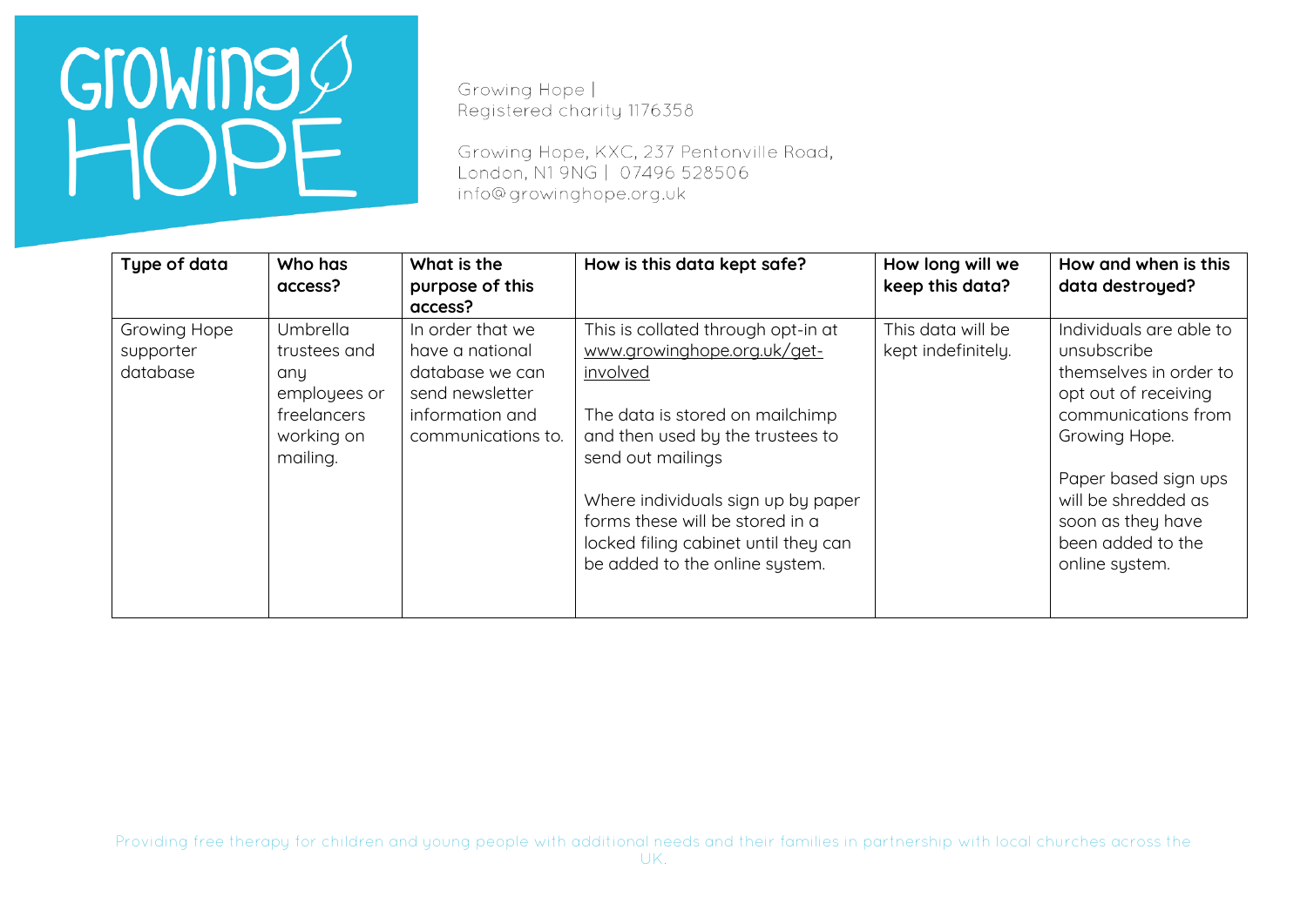Growing Hope | Registered charity 1176358

Growing Hope, KXC, 237 Pentonville Road, London, N1 9NG | 07496 528506 info@growinghope.org.uk

| Type of data | Who has access? | What is the purpose of this access? | How is this data kept safe? | How long will we keep this data? | How and when is this data destroyed? |
|---|---|---|---|---|---|
| Growing Hope supporter database | Umbrella trustees and any employees or freelancers working on mailing. | In order that we have a national database we can send newsletter information and communications to. | This is collated through opt-in at www.growinghope.org.uk/get-involved<br><br>The data is stored on mailchimp and then used by the trustees to send out mailings<br><br>Where individuals sign up by paper forms these will be stored in a locked filing cabinet until they can be added to the online system. | This data will be kept indefinitely. | Individuals are able to unsubscribe themselves in order to opt out of receiving communications from Growing Hope.<br><br>Paper based sign ups will be shredded as soon as they have been added to the online system. |

Providing free therapy for children and young people with additional needs and their families in partnership with local churches across the UK.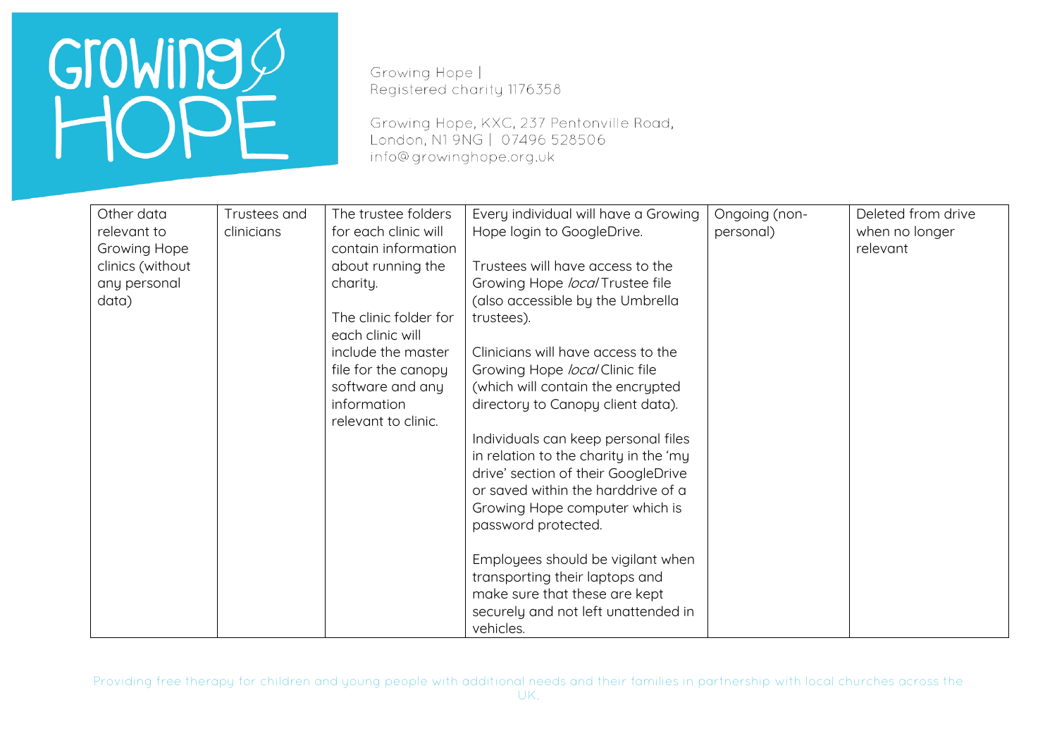| Other data relevant to Growing Hope clinics (without any personal data) | Trustees and clinicians | The trustee folders for each clinic will contain information about running the charity.<br><br>The clinic folder for each clinic will include the master file for the canopy software and any information relevant to clinic. | Every individual will have a Growing Hope login to GoogleDrive.<br><br>Trustees will have access to the Growing Hope *local* Trustee file (also accessible by the Umbrella trustees).<br><br>Clinicians will have access to the Growing Hope *local* Clinic file (which will contain the encrypted directory to Canopy client data).<br><br>Individuals can keep personal files in relation to the charity in the 'my drive' section of their GoogleDrive or saved within the harddrive of a Growing Hope computer which is password protected.<br><br>Employees should be vigilant when transporting their laptops and make sure that these are kept securely and not left unattended in vehicles. | Ongoing (non-personal) | Deleted from drive when no longer relevant |
|---|---|---|---|---|---|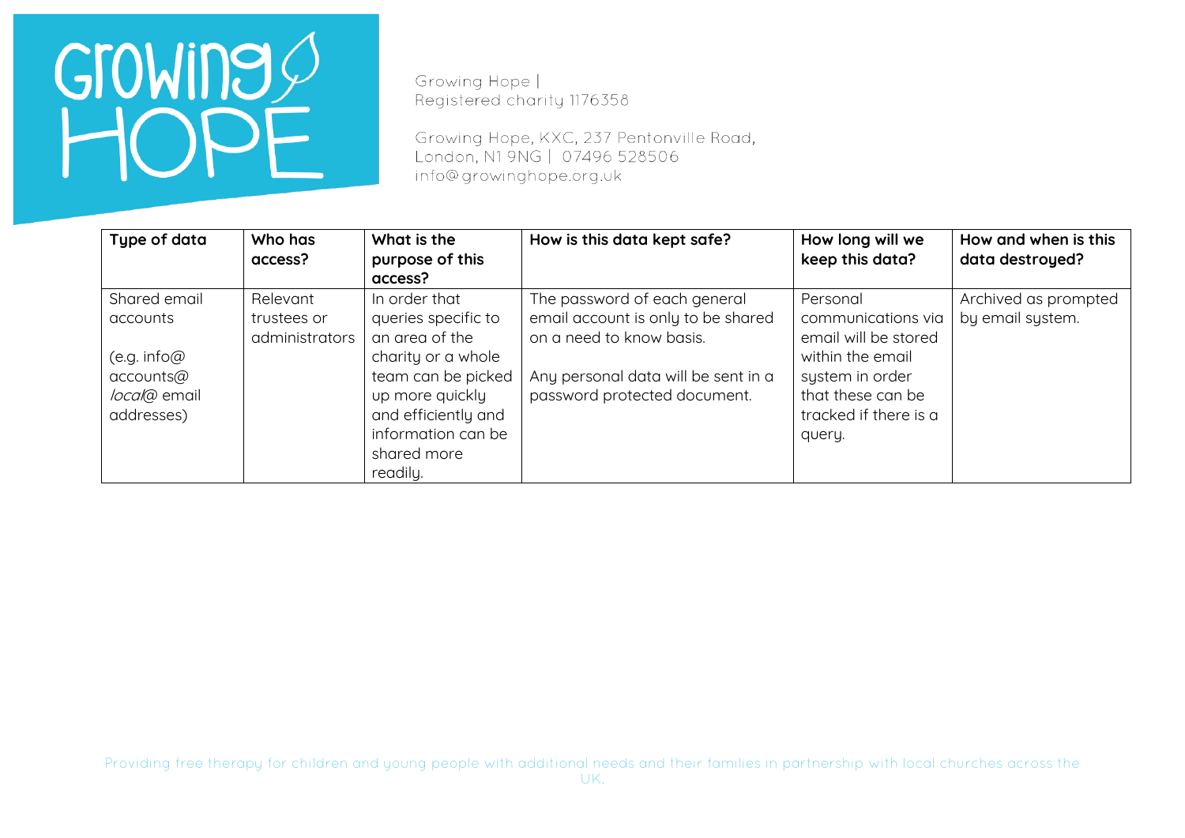Growing Hope |
Registered charity 1176358

Growing Hope, KXC, 237 Pentonville Road, London, N1 9NG | 07496 528506
info@growinghope.org.uk

| Type of data | Who has access? | What is the purpose of this access? | How is this data kept safe? | How long will we keep this data? | How and when is this data destroyed? |
|---|---|---|---|---|---|
| Shared email accounts<br><br>(e.g. info@ accounts@ *local*@ email addresses) | Relevant trustees or administrators | In order that queries specific to an area of the charity or a whole team can be picked up more quickly and efficiently and information can be shared more readily. | The password of each general email account is only to be shared on a need to know basis.<br><br>Any personal data will be sent in a password protected document. | Personal communications via email will be stored within the email system in order that these can be tracked if there is a query. | Archived as prompted by email system. |

Providing free therapy for children and young people with additional needs and their families in partnership with local churches across the UK.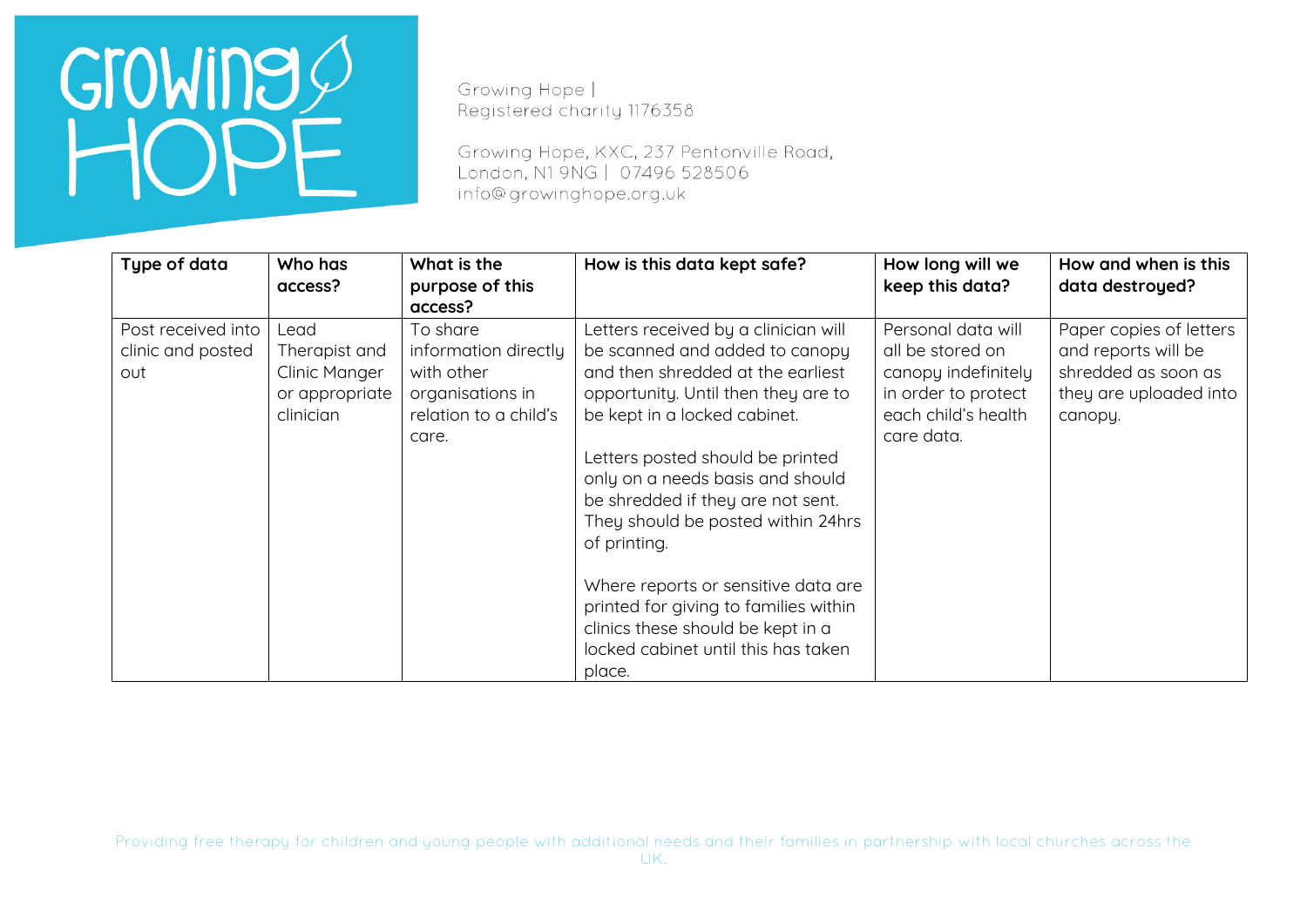Growing Hope |
Registered charity 1176358

Growing Hope, KXC, 237 Pentonville Road, London, N1 9NG | 07496 528506
info@growinghope.org.uk

| Type of data | Who has access? | What is the purpose of this access? | How is this data kept safe? | How long will we keep this data? | How and when is this data destroyed? |
|---|---|---|---|---|---|
| Post received into clinic and posted out | Lead Therapist and Clinic Manger or appropriate clinician | To share information directly with other organisations in relation to a child's care. | Letters received by a clinician will be scanned and added to canopy and then shredded at the earliest opportunity. Until then they are to be kept in a locked cabinet.<br><br>Letters posted should be printed only on a needs basis and should be shredded if they are not sent. They should be posted within 24hrs of printing.<br><br>Where reports or sensitive data are printed for giving to families within clinics these should be kept in a locked cabinet until this has taken place. | Personal data will all be stored on canopy indefinitely in order to protect each child's health care data. | Paper copies of letters and reports will be shredded as soon as they are uploaded into canopy. |

Providing free therapy for children and young people with additional needs and their families in partnership with local churches across the UK.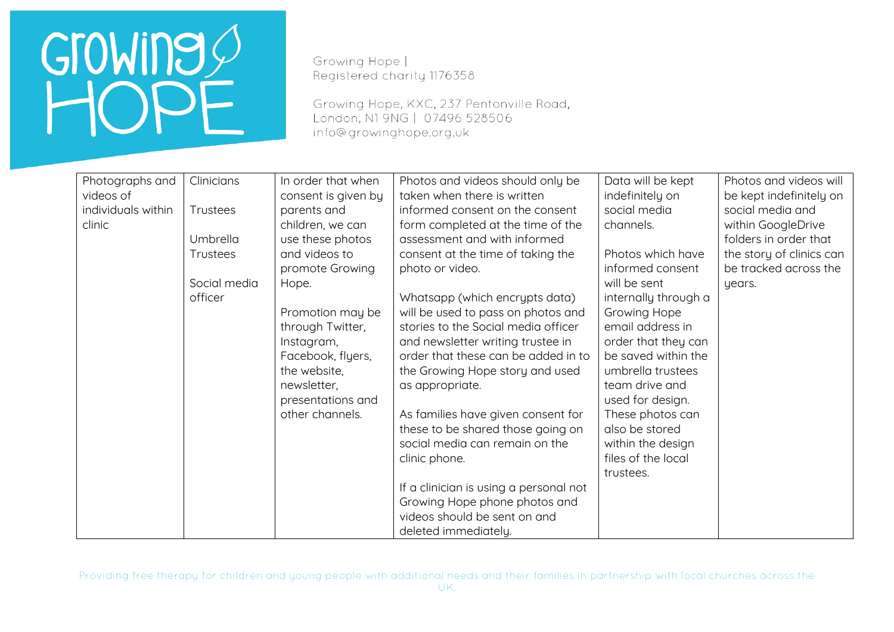| Photographs and videos of individuals within clinic | Clinicians<br><br>Trustees<br><br>Umbrella Trustees<br><br>Social media officer | In order that when consent is given by parents and children, we can use these photos and videos to promote Growing Hope.<br><br>Promotion may be through Twitter, Instagram, Facebook, flyers, the website, newsletter, presentations and other channels. | Photos and videos should only be taken when there is written informed consent on the consent form completed at the time of the assessment and with informed consent at the time of taking the photo or video.<br><br>Whatsapp (which encrypts data) will be used to pass on photos and stories to the Social media officer and newsletter writing trustee in order that these can be added in to the Growing Hope story and used as appropriate.<br><br>As families have given consent for these to be shared those going on social media can remain on the clinic phone.<br><br>If a clinician is using a personal not Growing Hope phone photos and videos should be sent on and deleted immediately. | Data will be kept indefinitely on social media channels.<br><br>Photos which have informed consent will be sent internally through a Growing Hope email address in order that they can be saved within the umbrella trustees team drive and used for design. These photos can also be stored within the design files of the local trustees. | Photos and videos will be kept indefinitely on social media and within GoogleDrive folders in order that the story of clinics can be tracked across the years. |
|---|---|---|---|---|---|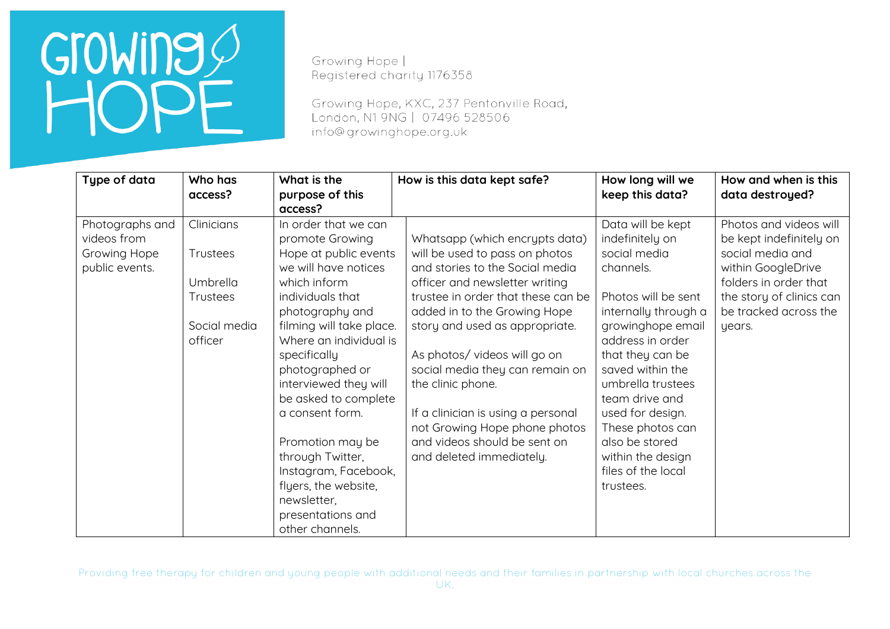Growing Hope |
Registered charity 1176358

Growing Hope, KXC, 237 Pentonville Road, London, N1 9NG | 07496 528506
info@growinghope.org.uk

| Type of data | Who has access? | What is the purpose of this access? | How is this data kept safe? | How long will we keep this data? | How and when is this data destroyed? |
|---|---|---|---|---|---|
| Photographs and videos from Growing Hope public events. | Clinicians<br><br>Trustees<br><br>Umbrella Trustees<br><br>Social media officer | In order that we can promote Growing Hope at public events we will have notices which inform individuals that photography and filming will take place. Where an individual is specifically photographed or interviewed they will be asked to complete a consent form.<br><br>Promotion may be through Twitter, Instagram, Facebook, flyers, the website, newsletter, presentations and other channels. | Whatsapp (which encrypts data) will be used to pass on photos and stories to the Social media officer and newsletter writing trustee in order that these can be added in to the Growing Hope story and used as appropriate.<br><br>As photos/ videos will go on social media they can remain on the clinic phone.<br><br>If a clinician is using a personal not Growing Hope phone photos and videos should be sent on and deleted immediately. | Data will be kept indefinitely on social media channels.<br><br>Photos will be sent internally through a growinghope email address in order that they can be saved within the umbrella trustees team drive and used for design. These photos can also be stored within the design files of the local trustees. | Photos and videos will be kept indefinitely on social media and within GoogleDrive folders in order that the story of clinics can be tracked across the years. |

Providing free therapy for children and young people with additional needs and their families in partnership with local churches across the UK.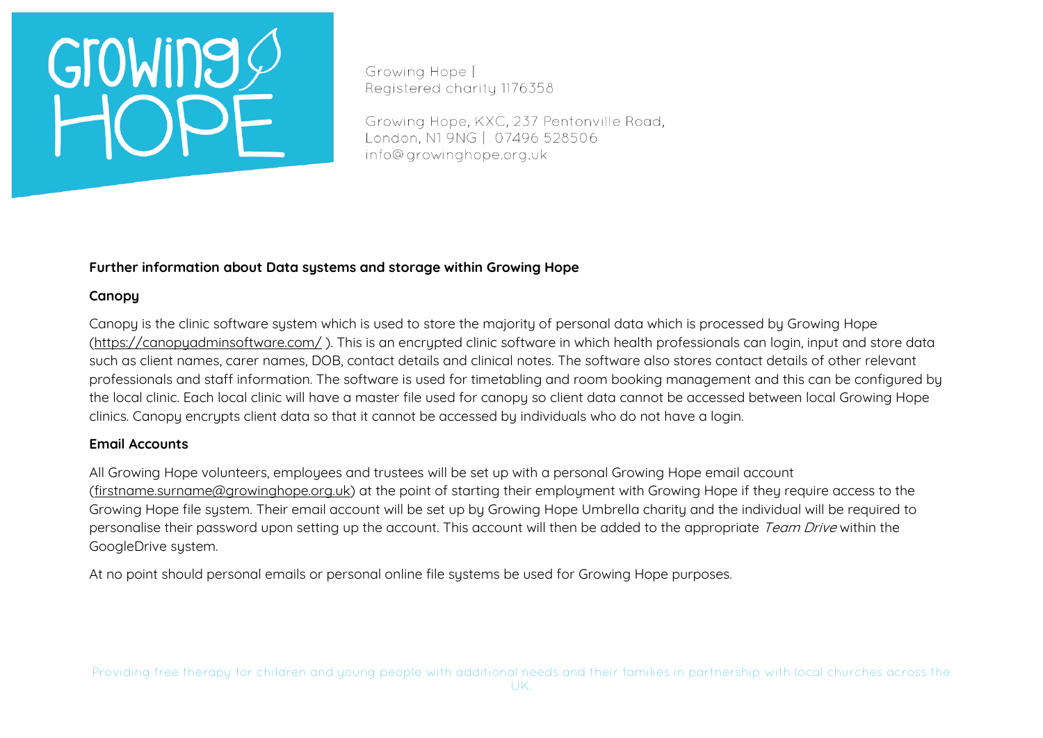**Further information about Data systems and storage within Growing Hope**

**Canopy**

Canopy is the clinic software system which is used to store the majority of personal data which is processed by Growing Hope (https://canopyadminsoftware.com/ ). This is an encrypted clinic software in which health professionals can login, input and store data such as client names, carer names, DOB, contact details and clinical notes. The software also stores contact details of other relevant professionals and staff information. The software is used for timetabling and room booking management and this can be configured by the local clinic. Each local clinic will have a master file used for canopy so client data cannot be accessed between local Growing Hope clinics. Canopy encrypts client data so that it cannot be accessed by individuals who do not have a login.

**Email Accounts**

All Growing Hope volunteers, employees and trustees will be set up with a personal Growing Hope email account (firstname.surname@growinghope.org.uk) at the point of starting their employment with Growing Hope if they require access to the Growing Hope file system. Their email account will be set up by Growing Hope Umbrella charity and the individual will be required to personalise their password upon setting up the account. This account will then be added to the appropriate *Team Drive* within the GoogleDrive system.

At no point should personal emails or personal online file systems be used for Growing Hope purposes.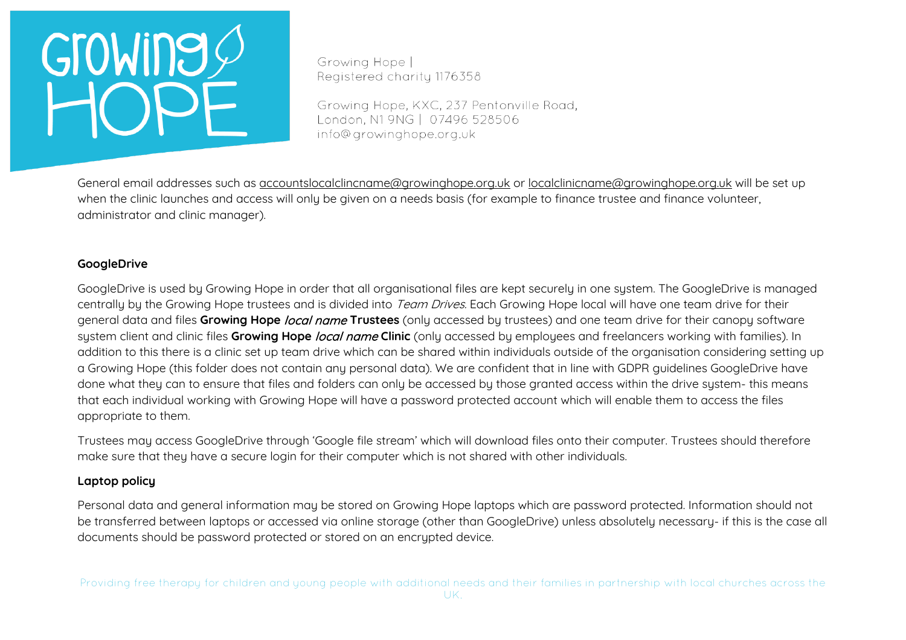General email addresses such as accountslocalclincname@growinghope.org.uk or localclinicname@growinghope.org.uk will be set up when the clinic launches and access will only be given on a needs basis (for example to finance trustee and finance volunteer, administrator and clinic manager).

**GoogleDrive**

GoogleDrive is used by Growing Hope in order that all organisational files are kept securely in one system. The GoogleDrive is managed centrally by the Growing Hope trustees and is divided into *Team Drives*. Each Growing Hope local will have one team drive for their general data and files **Growing Hope *local name* Trustees** (only accessed by trustees) and one team drive for their canopy software system client and clinic files **Growing Hope *local name* Clinic** (only accessed by employees and freelancers working with families). In addition to this there is a clinic set up team drive which can be shared within individuals outside of the organisation considering setting up a Growing Hope (this folder does not contain any personal data). We are confident that in line with GDPR guidelines GoogleDrive have done what they can to ensure that files and folders can only be accessed by those granted access within the drive system- this means that each individual working with Growing Hope will have a password protected account which will enable them to access the files appropriate to them.

Trustees may access GoogleDrive through 'Google file stream' which will download files onto their computer. Trustees should therefore make sure that they have a secure login for their computer which is not shared with other individuals.

**Laptop policy**

Personal data and general information may be stored on Growing Hope laptops which are password protected. Information should not be transferred between laptops or accessed via online storage (other than GoogleDrive) unless absolutely necessary- if this is the case all documents should be password protected or stored on an encrypted device.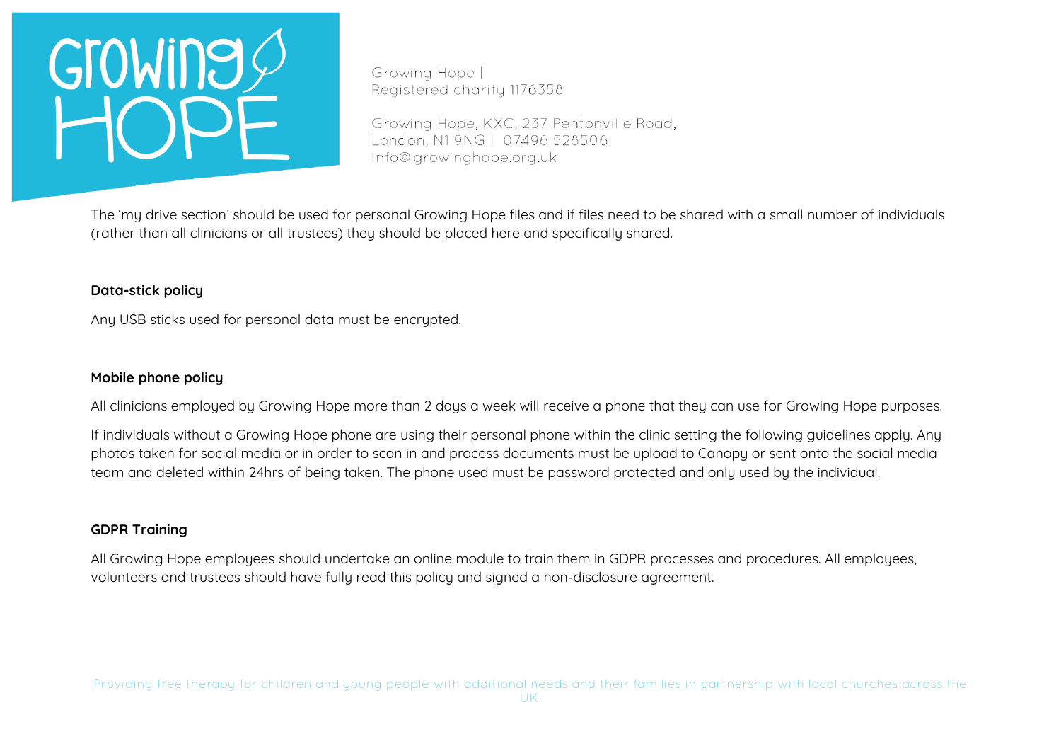The 'my drive section' should be used for personal Growing Hope files and if files need to be shared with a small number of individuals (rather than all clinicians or all trustees) they should be placed here and specifically shared.

**Data-stick policy**

Any USB sticks used for personal data must be encrypted.

**Mobile phone policy**

All clinicians employed by Growing Hope more than 2 days a week will receive a phone that they can use for Growing Hope purposes.

If individuals without a Growing Hope phone are using their personal phone within the clinic setting the following guidelines apply. Any photos taken for social media or in order to scan in and process documents must be upload to Canopy or sent onto the social media team and deleted within 24hrs of being taken. The phone used must be password protected and only used by the individual.

**GDPR Training**

All Growing Hope employees should undertake an online module to train them in GDPR processes and procedures. All employees, volunteers and trustees should have fully read this policy and signed a non-disclosure agreement.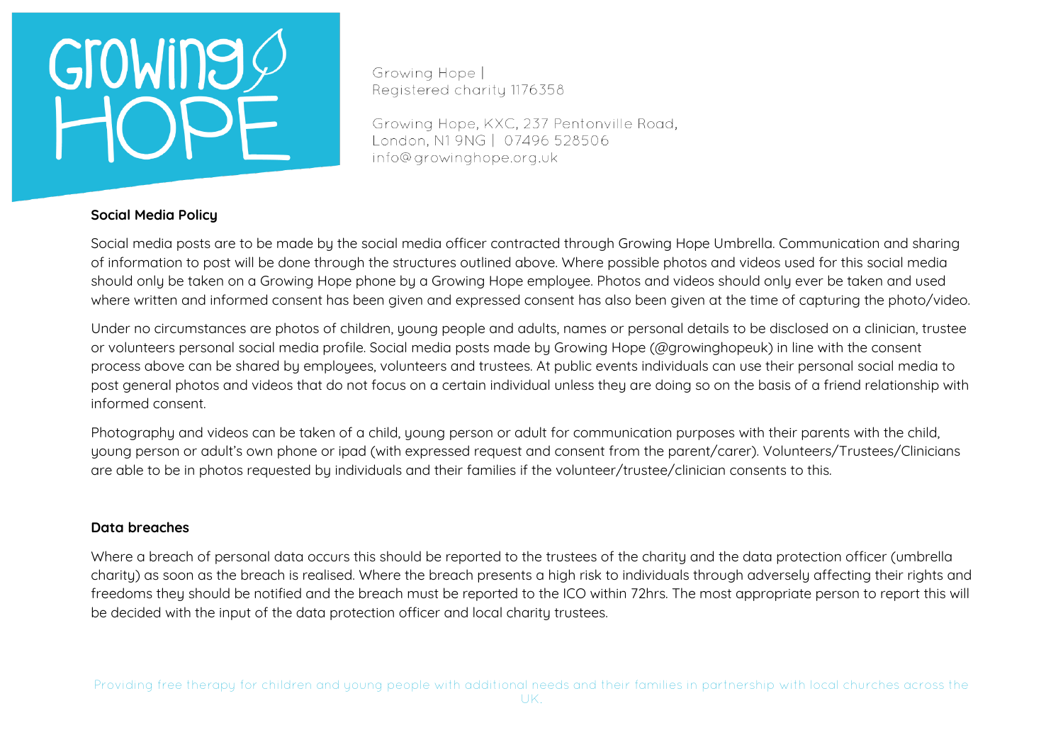## Social Media Policy

Social media posts are to be made by the social media officer contracted through Growing Hope Umbrella. Communication and sharing of information to post will be done through the structures outlined above. Where possible photos and videos used for this social media should only be taken on a Growing Hope phone by a Growing Hope employee. Photos and videos should only ever be taken and used where written and informed consent has been given and expressed consent has also been given at the time of capturing the photo/video.

Under no circumstances are photos of children, young people and adults, names or personal details to be disclosed on a clinician, trustee or volunteers personal social media profile. Social media posts made by Growing Hope (@growinghopeuk) in line with the consent process above can be shared by employees, volunteers and trustees. At public events individuals can use their personal social media to post general photos and videos that do not focus on a certain individual unless they are doing so on the basis of a friend relationship with informed consent.

Photography and videos can be taken of a child, young person or adult for communication purposes with their parents with the child, young person or adult's own phone or ipad (with expressed request and consent from the parent/carer). Volunteers/Trustees/Clinicians are able to be in photos requested by individuals and their families if the volunteer/trustee/clinician consents to this.

## Data breaches

Where a breach of personal data occurs this should be reported to the trustees of the charity and the data protection officer (umbrella charity) as soon as the breach is realised. Where the breach presents a high risk to individuals through adversely affecting their rights and freedoms they should be notified and the breach must be reported to the ICO within 72hrs. The most appropriate person to report this will be decided with the input of the data protection officer and local charity trustees.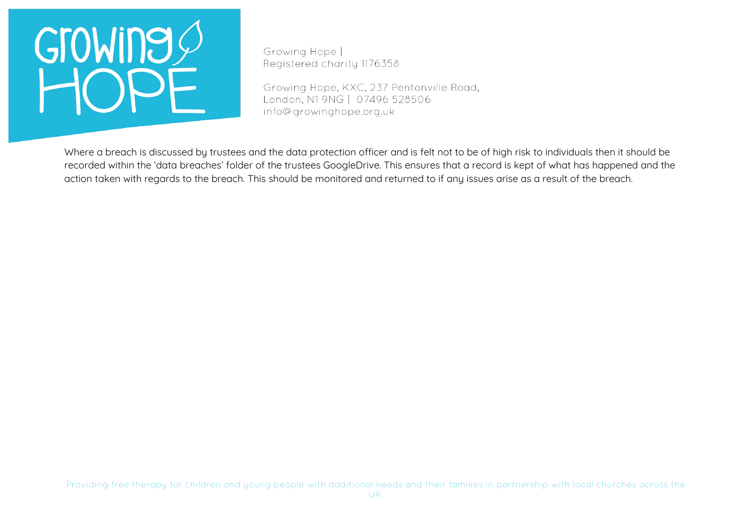Where a breach is discussed by trustees and the data protection officer and is felt not to be of high risk to individuals then it should be recorded within the 'data breaches' folder of the trustees GoogleDrive. This ensures that a record is kept of what has happened and the action taken with regards to the breach. This should be monitored and returned to if any issues arise as a result of the breach.